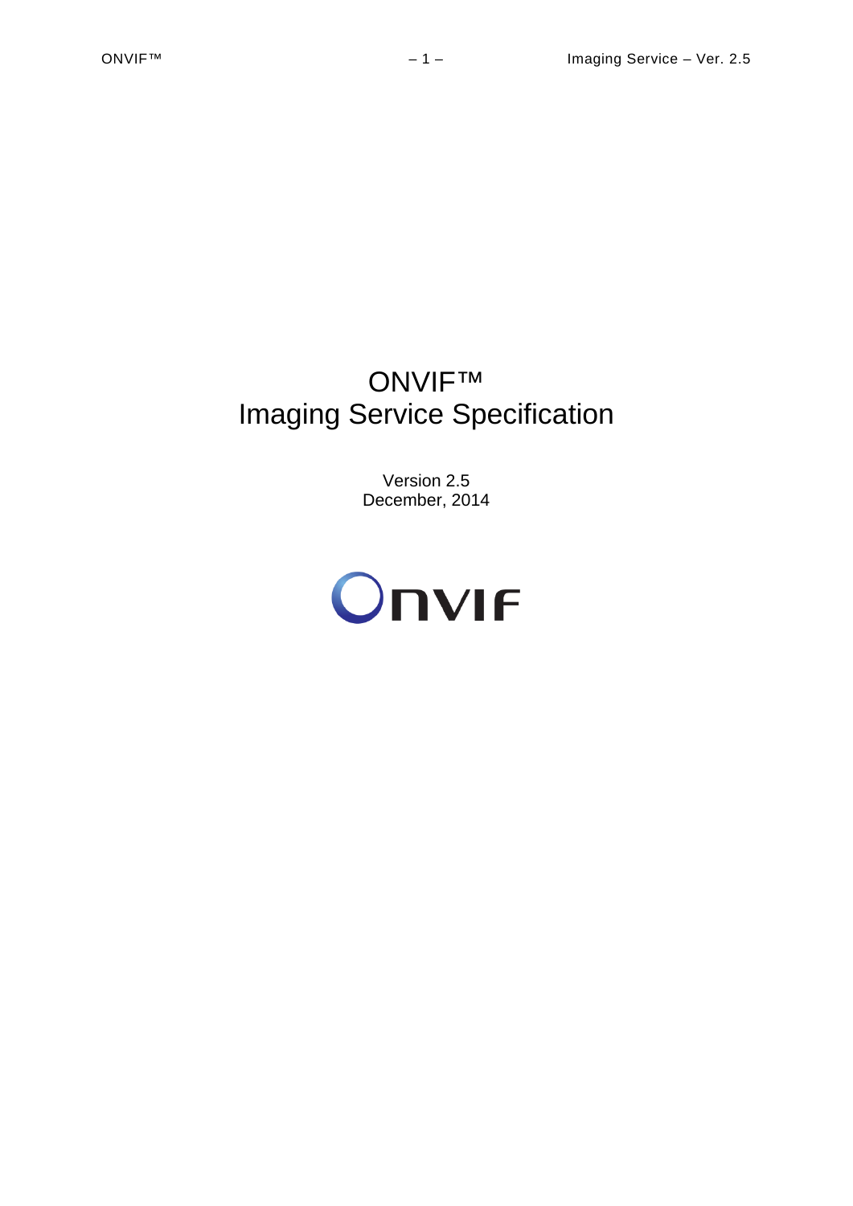# ONVIF™
# Imaging Service Specification

Version 2.5
December, 2014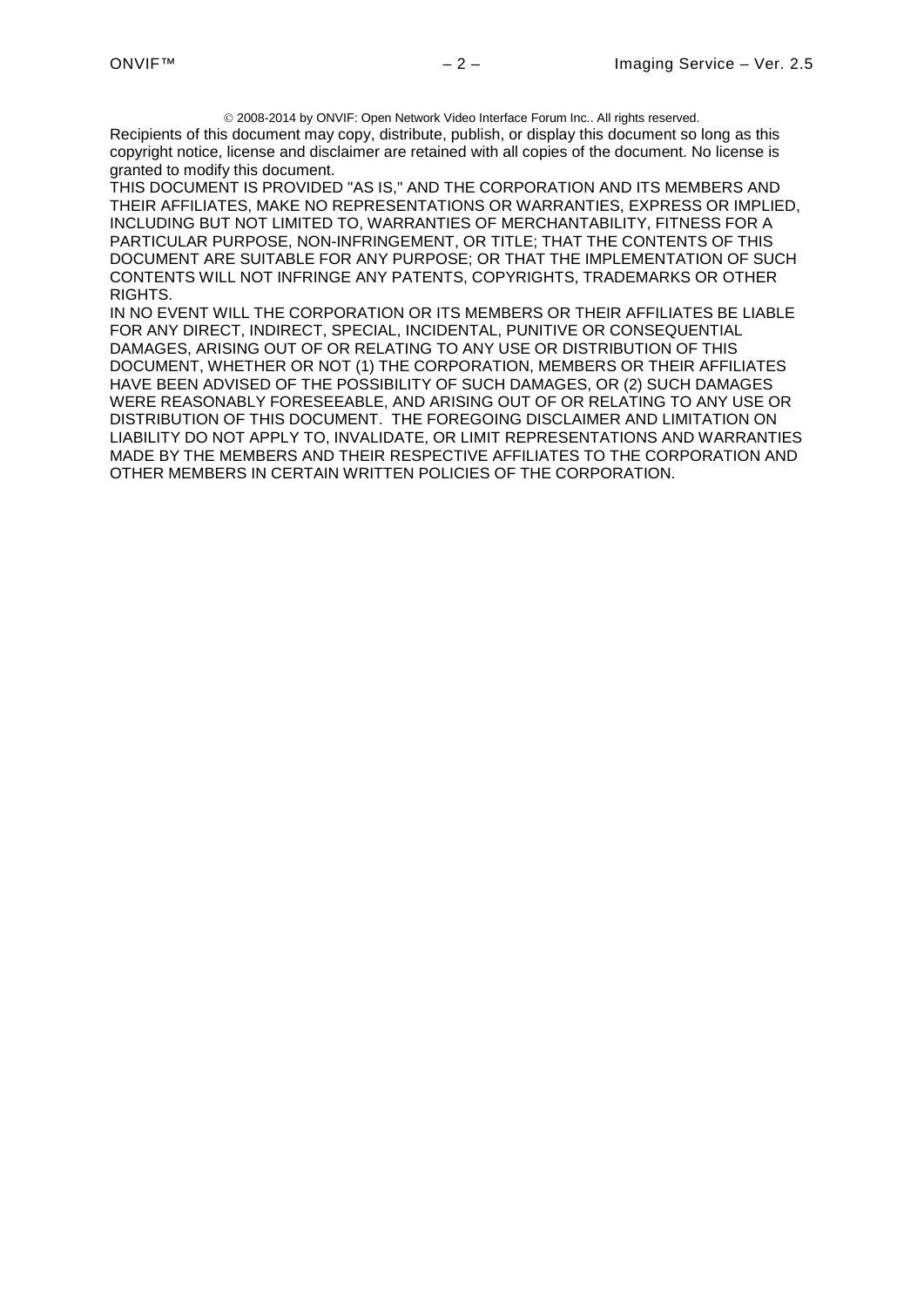© 2008-2014 by ONVIF: Open Network Video Interface Forum Inc.. All rights reserved.

Recipients of this document may copy, distribute, publish, or display this document so long as this copyright notice, license and disclaimer are retained with all copies of the document. No license is granted to modify this document.

THIS DOCUMENT IS PROVIDED "AS IS," AND THE CORPORATION AND ITS MEMBERS AND THEIR AFFILIATES, MAKE NO REPRESENTATIONS OR WARRANTIES, EXPRESS OR IMPLIED, INCLUDING BUT NOT LIMITED TO, WARRANTIES OF MERCHANTABILITY, FITNESS FOR A PARTICULAR PURPOSE, NON-INFRINGEMENT, OR TITLE; THAT THE CONTENTS OF THIS DOCUMENT ARE SUITABLE FOR ANY PURPOSE; OR THAT THE IMPLEMENTATION OF SUCH CONTENTS WILL NOT INFRINGE ANY PATENTS, COPYRIGHTS, TRADEMARKS OR OTHER RIGHTS.

IN NO EVENT WILL THE CORPORATION OR ITS MEMBERS OR THEIR AFFILIATES BE LIABLE FOR ANY DIRECT, INDIRECT, SPECIAL, INCIDENTAL, PUNITIVE OR CONSEQUENTIAL DAMAGES, ARISING OUT OF OR RELATING TO ANY USE OR DISTRIBUTION OF THIS DOCUMENT, WHETHER OR NOT (1) THE CORPORATION, MEMBERS OR THEIR AFFILIATES HAVE BEEN ADVISED OF THE POSSIBILITY OF SUCH DAMAGES, OR (2) SUCH DAMAGES WERE REASONABLY FORESEEABLE, AND ARISING OUT OF OR RELATING TO ANY USE OR DISTRIBUTION OF THIS DOCUMENT. THE FOREGOING DISCLAIMER AND LIMITATION ON LIABILITY DO NOT APPLY TO, INVALIDATE, OR LIMIT REPRESENTATIONS AND WARRANTIES MADE BY THE MEMBERS AND THEIR RESPECTIVE AFFILIATES TO THE CORPORATION AND OTHER MEMBERS IN CERTAIN WRITTEN POLICIES OF THE CORPORATION.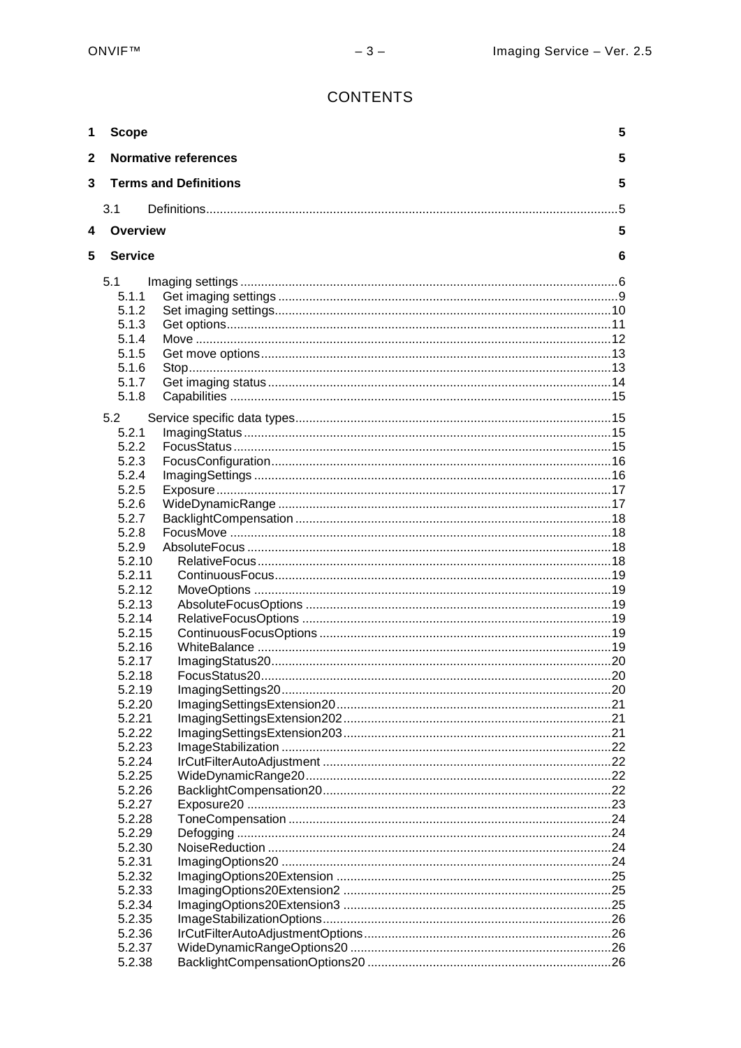# CONTENTS

**1 Scope** 5

**2 Normative references** 5

**3 Terms and Definitions** 5

3.1 Definitions 5

**4 Overview** 5

**5 Service** 6

5.1 Imaging settings 6
- 5.1.1 Get imaging settings 9
- 5.1.2 Set imaging settings 10
- 5.1.3 Get options 11
- 5.1.4 Move 12
- 5.1.5 Get move options 13
- 5.1.6 Stop 13
- 5.1.7 Get imaging status 14
- 5.1.8 Capabilities 15

5.2 Service specific data types 15
- 5.2.1 ImagingStatus 15
- 5.2.2 FocusStatus 15
- 5.2.3 FocusConfiguration 16
- 5.2.4 ImagingSettings 16
- 5.2.5 Exposure 17
- 5.2.6 WideDynamicRange 17
- 5.2.7 BacklightCompensation 18
- 5.2.8 FocusMove 18
- 5.2.9 AbsoluteFocus 18
- 5.2.10 RelativeFocus 18
- 5.2.11 ContinuousFocus 19
- 5.2.12 MoveOptions 19
- 5.2.13 AbsoluteFocusOptions 19
- 5.2.14 RelativeFocusOptions 19
- 5.2.15 ContinuousFocusOptions 19
- 5.2.16 WhiteBalance 19
- 5.2.17 ImagingStatus20 20
- 5.2.18 FocusStatus20 20
- 5.2.19 ImagingSettings20 20
- 5.2.20 ImagingSettingsExtension20 21
- 5.2.21 ImagingSettingsExtension202 21
- 5.2.22 ImagingSettingsExtension203 21
- 5.2.23 ImageStabilization 22
- 5.2.24 IrCutFilterAutoAdjustment 22
- 5.2.25 WideDynamicRange20 22
- 5.2.26 BacklightCompensation20 22
- 5.2.27 Exposure20 23
- 5.2.28 ToneCompensation 24
- 5.2.29 Defogging 24
- 5.2.30 NoiseReduction 24
- 5.2.31 ImagingOptions20 24
- 5.2.32 ImagingOptions20Extension 25
- 5.2.33 ImagingOptions20Extension2 25
- 5.2.34 ImagingOptions20Extension3 25
- 5.2.35 ImageStabilizationOptions 26
- 5.2.36 IrCutFilterAutoAdjustmentOptions 26
- 5.2.37 WideDynamicRangeOptions20 26
- 5.2.38 BacklightCompensationOptions20 26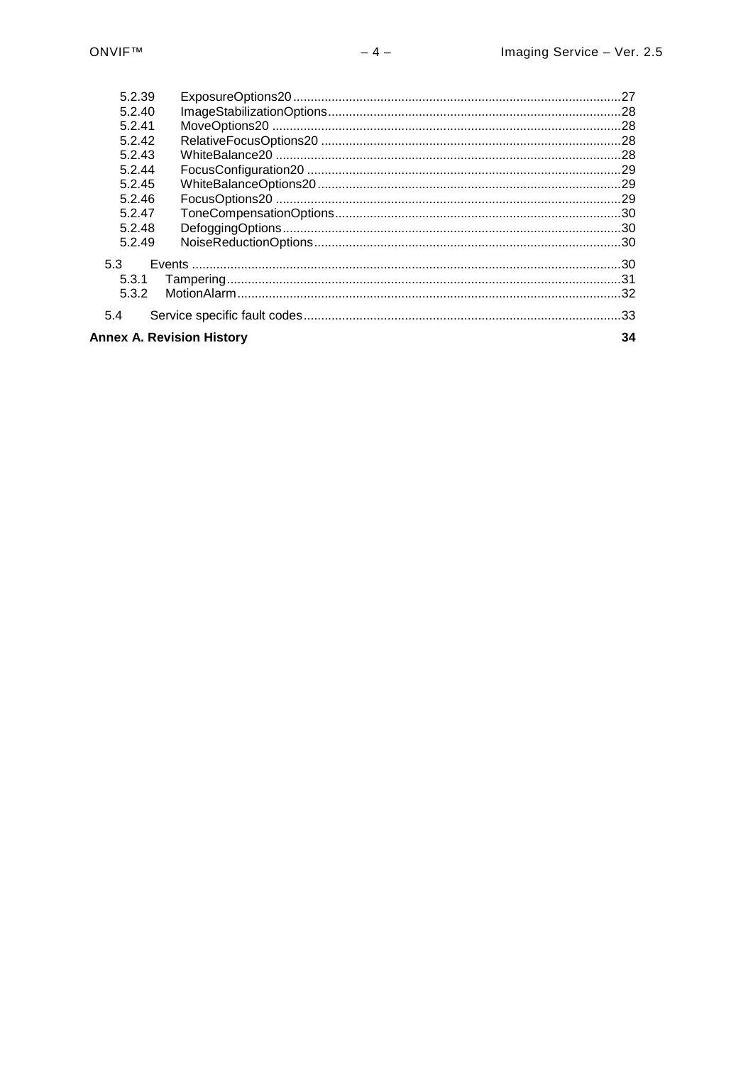5.2.39 ExposureOptions20 ... 27
5.2.40 ImageStabilizationOptions ... 28
5.2.41 MoveOptions20 ... 28
5.2.42 RelativeFocusOptions20 ... 28
5.2.43 WhiteBalance20 ... 28
5.2.44 FocusConfiguration20 ... 29
5.2.45 WhiteBalanceOptions20 ... 29
5.2.46 FocusOptions20 ... 29
5.2.47 ToneCompensationOptions ... 30
5.2.48 DefoggingOptions ... 30
5.2.49 NoiseReductionOptions ... 30

5.3 Events ... 30
5.3.1 Tampering ... 31
5.3.2 MotionAlarm ... 32

5.4 Service specific fault codes ... 33

**Annex A. Revision History** **34**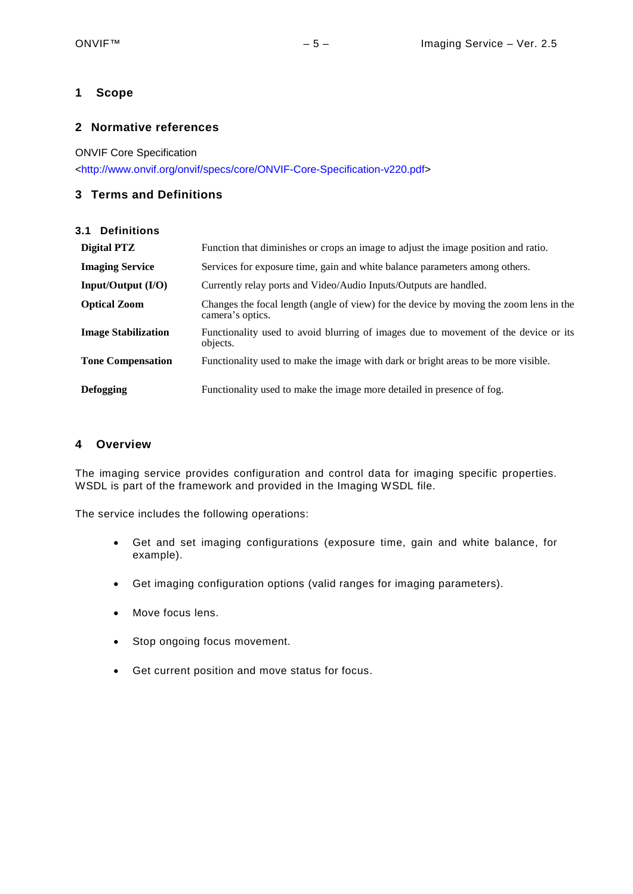# 1 Scope

# 2 Normative references

ONVIF Core Specification
<http://www.onvif.org/onvif/specs/core/ONVIF-Core-Specification-v220.pdf>

# 3 Terms and Definitions

## 3.1 Definitions

| | |
|---|---|
| **Digital PTZ** | Function that diminishes or crops an image to adjust the image position and ratio. |
| **Imaging Service** | Services for exposure time, gain and white balance parameters among others. |
| **Input/Output (I/O)** | Currently relay ports and Video/Audio Inputs/Outputs are handled. |
| **Optical Zoom** | Changes the focal length (angle of view) for the device by moving the zoom lens in the camera's optics. |
| **Image Stabilization** | Functionality used to avoid blurring of images due to movement of the device or its objects. |
| **Tone Compensation** | Functionality used to make the image with dark or bright areas to be more visible. |
| **Defogging** | Functionality used to make the image more detailed in presence of fog. |

# 4 Overview

The imaging service provides configuration and control data for imaging specific properties. WSDL is part of the framework and provided in the Imaging WSDL file.

The service includes the following operations:

- Get and set imaging configurations (exposure time, gain and white balance, for example).
- Get imaging configuration options (valid ranges for imaging parameters).
- Move focus lens.
- Stop ongoing focus movement.
- Get current position and move status for focus.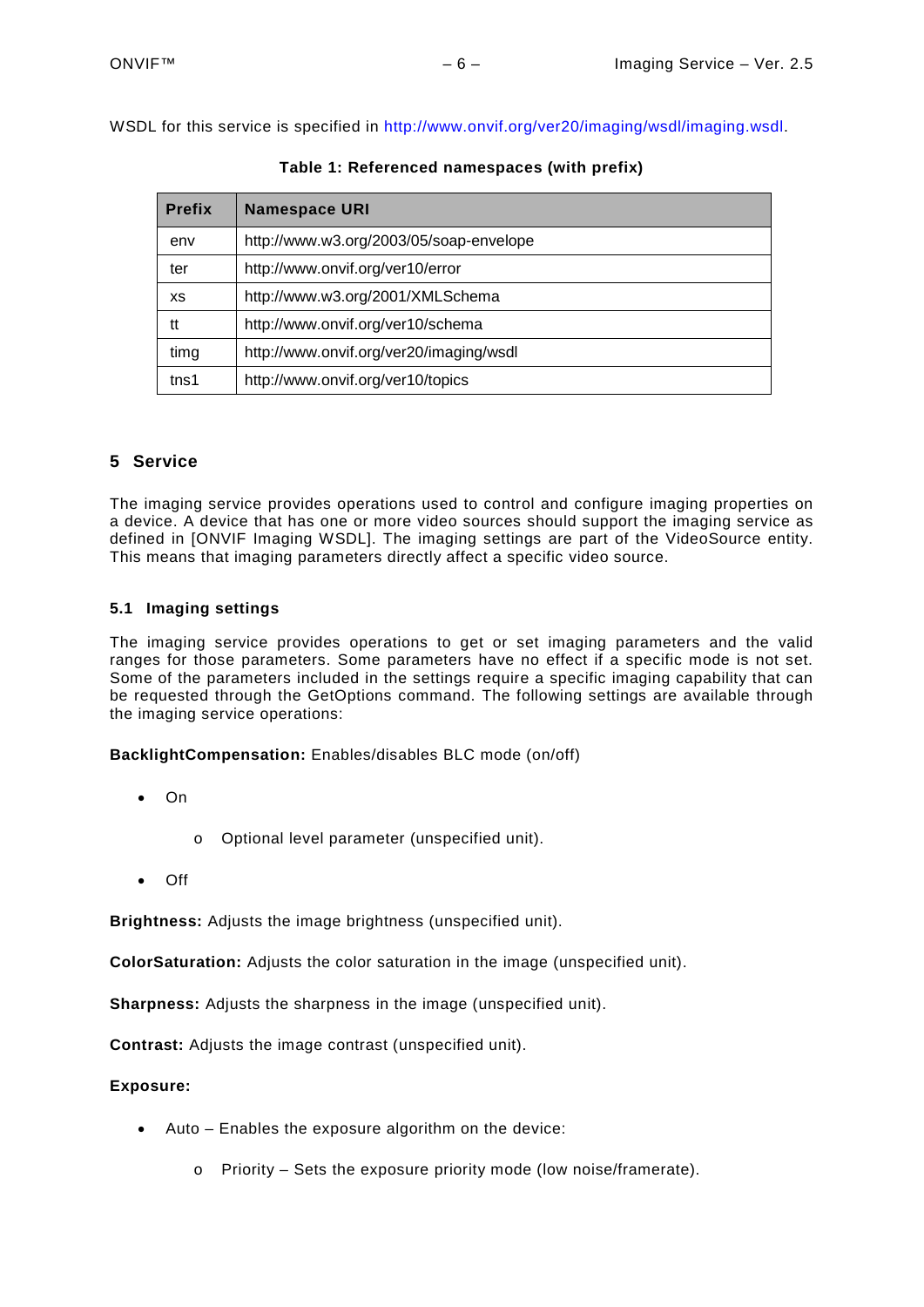WSDL for this service is specified in http://www.onvif.org/ver20/imaging/wsdl/imaging.wsdl.

**Table 1: Referenced namespaces (with prefix)**

| Prefix | Namespace URI |
|---|---|
| env | http://www.w3.org/2003/05/soap-envelope |
| ter | http://www.onvif.org/ver10/error |
| xs | http://www.w3.org/2001/XMLSchema |
| tt | http://www.onvif.org/ver10/schema |
| timg | http://www.onvif.org/ver20/imaging/wsdl |
| tns1 | http://www.onvif.org/ver10/topics |

# 5 Service

The imaging service provides operations used to control and configure imaging properties on a device. A device that has one or more video sources should support the imaging service as defined in [ONVIF Imaging WSDL]. The imaging settings are part of the VideoSource entity. This means that imaging parameters directly affect a specific video source.

## 5.1 Imaging settings

The imaging service provides operations to get or set imaging parameters and the valid ranges for those parameters. Some parameters have no effect if a specific mode is not set. Some of the parameters included in the settings require a specific imaging capability that can be requested through the GetOptions command. The following settings are available through the imaging service operations:

**BacklightCompensation:** Enables/disables BLC mode (on/off)

- On
  - Optional level parameter (unspecified unit).
- Off

**Brightness:** Adjusts the image brightness (unspecified unit).

**ColorSaturation:** Adjusts the color saturation in the image (unspecified unit).

**Sharpness:** Adjusts the sharpness in the image (unspecified unit).

**Contrast:** Adjusts the image contrast (unspecified unit).

**Exposure:**

- Auto – Enables the exposure algorithm on the device:
  - Priority – Sets the exposure priority mode (low noise/framerate).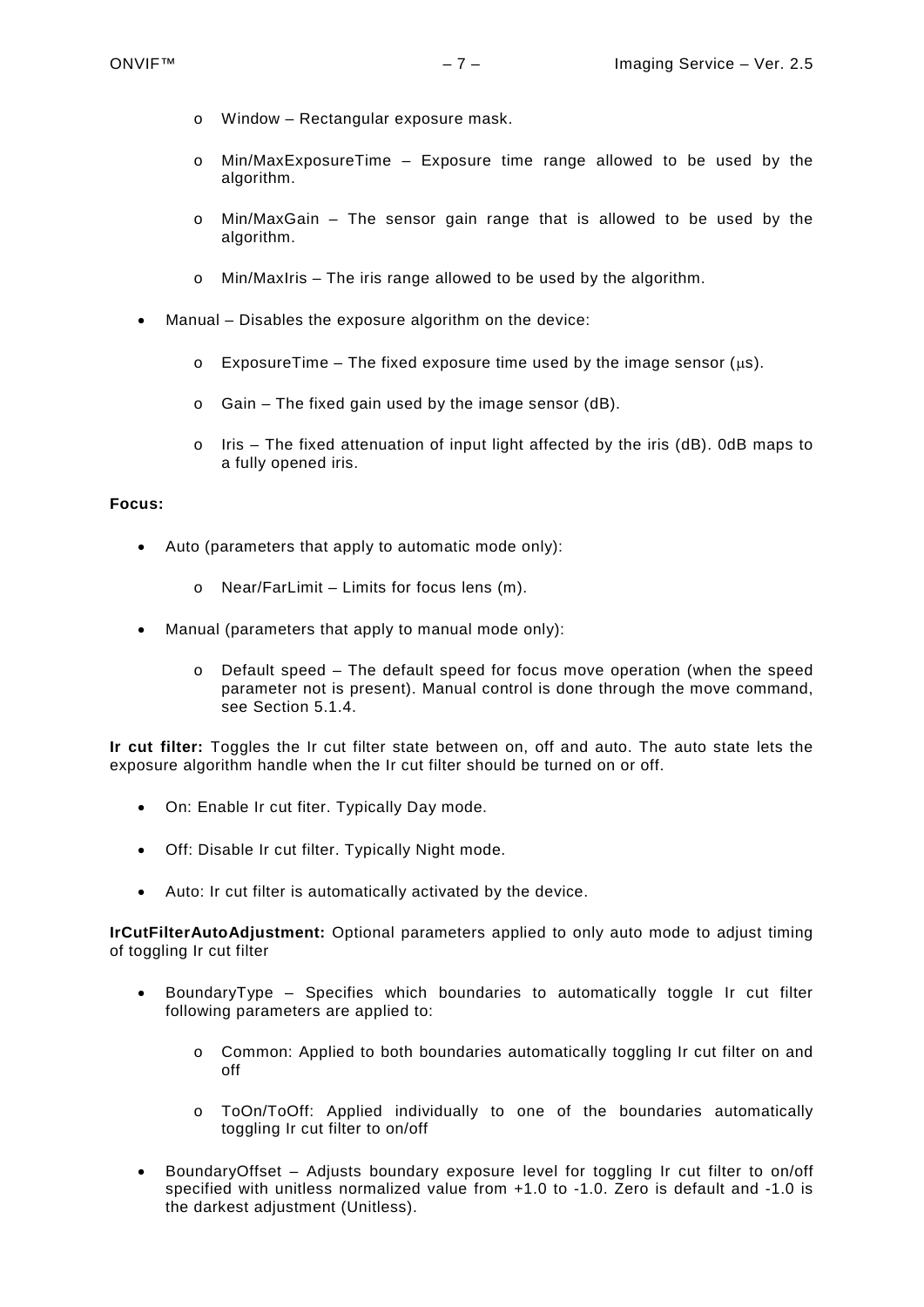- Window – Rectangular exposure mask.
- Min/MaxExposureTime – Exposure time range allowed to be used by the algorithm.
- Min/MaxGain – The sensor gain range that is allowed to be used by the algorithm.
- Min/MaxIris – The iris range allowed to be used by the algorithm.

- Manual – Disables the exposure algorithm on the device:
  - ExposureTime – The fixed exposure time used by the image sensor (μs).
  - Gain – The fixed gain used by the image sensor (dB).
  - Iris – The fixed attenuation of input light affected by the iris (dB). 0dB maps to a fully opened iris.

**Focus:**

- Auto (parameters that apply to automatic mode only):
  - Near/FarLimit – Limits for focus lens (m).
- Manual (parameters that apply to manual mode only):
  - Default speed – The default speed for focus move operation (when the speed parameter not is present). Manual control is done through the move command, see Section 5.1.4.

**Ir cut filter:** Toggles the Ir cut filter state between on, off and auto. The auto state lets the exposure algorithm handle when the Ir cut filter should be turned on or off.

- On: Enable Ir cut fiter. Typically Day mode.
- Off: Disable Ir cut filter. Typically Night mode.
- Auto: Ir cut filter is automatically activated by the device.

**IrCutFilterAutoAdjustment:** Optional parameters applied to only auto mode to adjust timing of toggling Ir cut filter

- BoundaryType – Specifies which boundaries to automatically toggle Ir cut filter following parameters are applied to:
  - Common: Applied to both boundaries automatically toggling Ir cut filter on and off
  - ToOn/ToOff: Applied individually to one of the boundaries automatically toggling Ir cut filter to on/off
- BoundaryOffset – Adjusts boundary exposure level for toggling Ir cut filter to on/off specified with unitless normalized value from +1.0 to -1.0. Zero is default and -1.0 is the darkest adjustment (Unitless).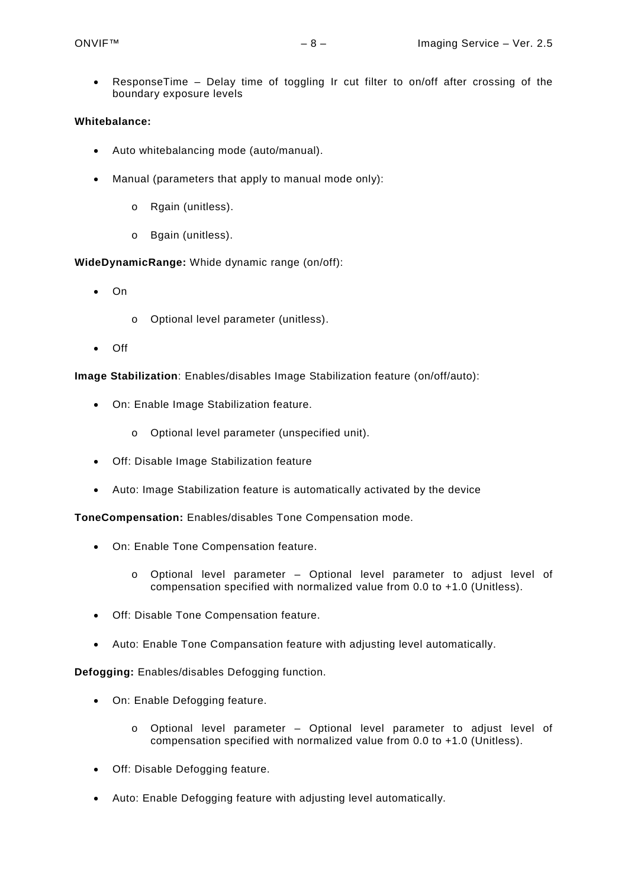- ResponseTime – Delay time of toggling Ir cut filter to on/off after crossing of the boundary exposure levels

**Whitebalance:**

- Auto whitebalancing mode (auto/manual).
- Manual (parameters that apply to manual mode only):
  - Rgain (unitless).
  - Bgain (unitless).

**WideDynamicRange:** Whide dynamic range (on/off):

- On
  - Optional level parameter (unitless).
- Off

**Image Stabilization**: Enables/disables Image Stabilization feature (on/off/auto):

- On: Enable Image Stabilization feature.
  - Optional level parameter (unspecified unit).
- Off: Disable Image Stabilization feature
- Auto: Image Stabilization feature is automatically activated by the device

**ToneCompensation:** Enables/disables Tone Compensation mode.

- On: Enable Tone Compensation feature.
  - Optional level parameter – Optional level parameter to adjust level of compensation specified with normalized value from 0.0 to +1.0 (Unitless).
- Off: Disable Tone Compensation feature.
- Auto: Enable Tone Compansation feature with adjusting level automatically.

**Defogging:** Enables/disables Defogging function.

- On: Enable Defogging feature.
  - Optional level parameter – Optional level parameter to adjust level of compensation specified with normalized value from 0.0 to +1.0 (Unitless).
- Off: Disable Defogging feature.
- Auto: Enable Defogging feature with adjusting level automatically.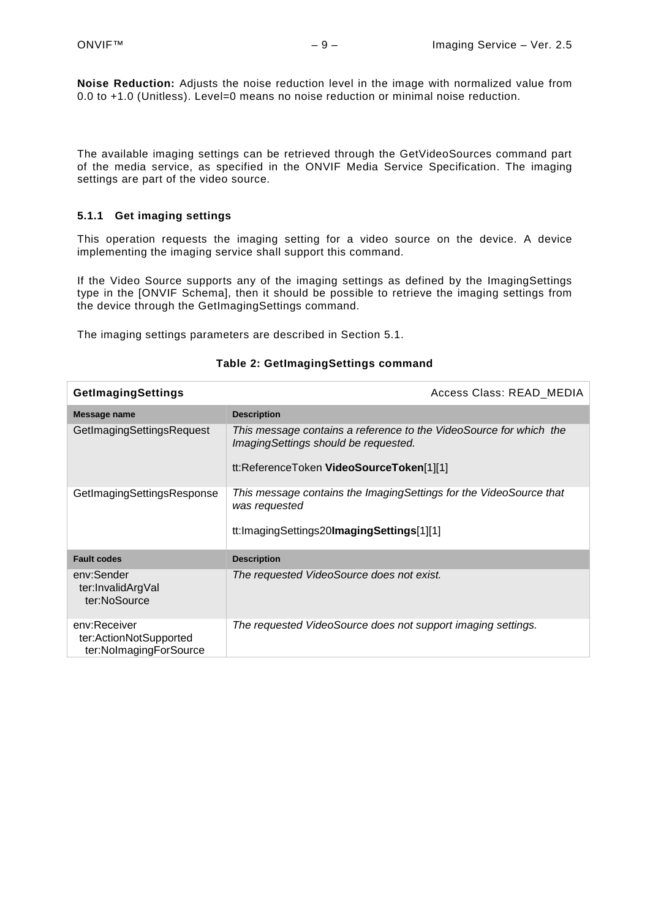**Noise Reduction:** Adjusts the noise reduction level in the image with normalized value from 0.0 to +1.0 (Unitless). Level=0 means no noise reduction or minimal noise reduction.

The available imaging settings can be retrieved through the GetVideoSources command part of the media service, as specified in the ONVIF Media Service Specification. The imaging settings are part of the video source.

### 5.1.1 Get imaging settings

This operation requests the imaging setting for a video source on the device. A device implementing the imaging service shall support this command.

If the Video Source supports any of the imaging settings as defined by the ImagingSettings type in the [ONVIF Schema], then it should be possible to retrieve the imaging settings from the device through the GetImagingSettings command.

The imaging settings parameters are described in Section 5.1.

**Table 2: GetImagingSettings command**

| **GetImagingSettings** | Access Class: READ_MEDIA |
|---|---|
| **Message name** | **Description** |
| GetImagingSettingsRequest | *This message contains a reference to the VideoSource for which the ImagingSettings should be requested.*<br><br>tt:ReferenceToken **VideoSourceToken**[1][1] |
| GetImagingSettingsResponse | *This message contains the ImagingSettings for the VideoSource that was requested*<br><br>tt:ImagingSettings20**ImagingSettings**[1][1] |
| **Fault codes** | **Description** |
| env:Sender<br>ter:InvalidArgVal<br>ter:NoSource | *The requested VideoSource does not exist.* |
| env:Receiver<br>ter:ActionNotSupported<br>ter:NoImagingForSource | *The requested VideoSource does not support imaging settings.* |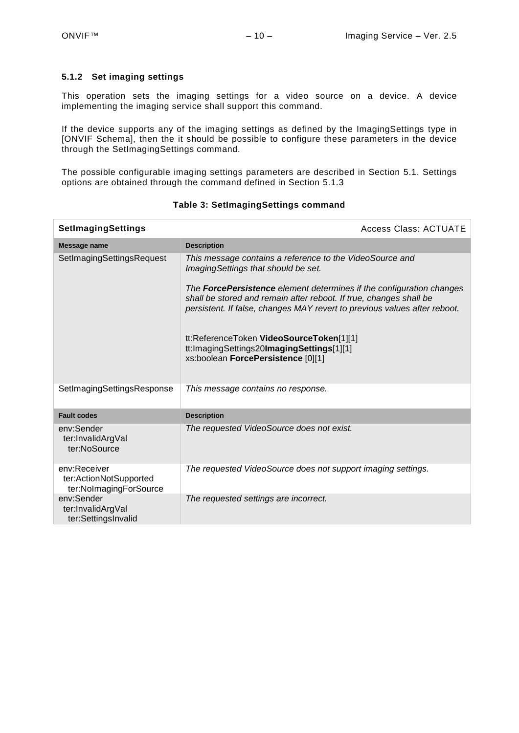### 5.1.2 Set imaging settings

This operation sets the imaging settings for a video source on a device. A device implementing the imaging service shall support this command.

If the device supports any of the imaging settings as defined by the ImagingSettings type in [ONVIF Schema], then the it should be possible to configure these parameters in the device through the SetImagingSettings command.

The possible configurable imaging settings parameters are described in Section 5.1. Settings options are obtained through the command defined in Section 5.1.3

**Table 3: SetImagingSettings command**

| **SetImagingSettings** | Access Class: ACTUATE |
|---|---|
| **Message name** | **Description** |
| SetImagingSettingsRequest | *This message contains a reference to the VideoSource and ImagingSettings that should be set.*<br><br>*The **ForcePersistence** element determines if the configuration changes shall be stored and remain after reboot. If true, changes shall be persistent. If false, changes MAY revert to previous values after reboot.*<br><br>tt:ReferenceToken **VideoSourceToken**[1][1]<br>tt:ImagingSettings20**ImagingSettings**[1][1]<br>xs:boolean **ForcePersistence** [0][1] |
| SetImagingSettingsResponse | *This message contains no response.* |
| **Fault codes** | **Description** |
| env:Sender<br>ter:InvalidArgVal<br>ter:NoSource | *The requested VideoSource does not exist.* |
| env:Receiver<br>ter:ActionNotSupported<br>ter:NoImagingForSource | *The requested VideoSource does not support imaging settings.* |
| env:Sender<br>ter:InvalidArgVal<br>ter:SettingsInvalid | *The requested settings are incorrect.* |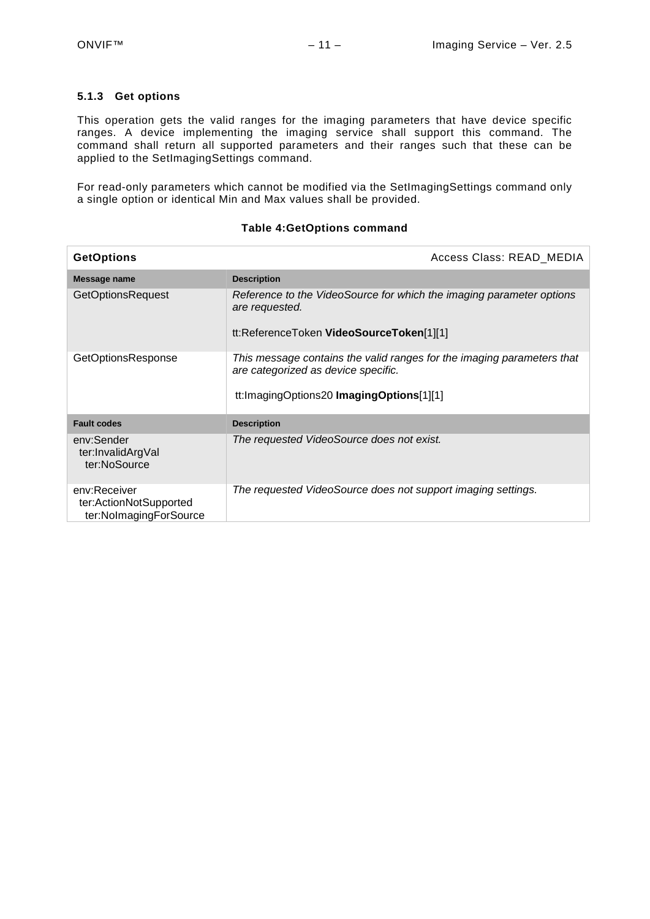### 5.1.3 Get options

This operation gets the valid ranges for the imaging parameters that have device specific ranges. A device implementing the imaging service shall support this command. The command shall return all supported parameters and their ranges such that these can be applied to the SetImagingSettings command.

For read-only parameters which cannot be modified via the SetImagingSettings command only a single option or identical Min and Max values shall be provided.

**Table 4:GetOptions command**

| **GetOptions** | Access Class: READ_MEDIA |
|---|---|
| **Message name** | **Description** |
| GetOptionsRequest | *Reference to the VideoSource for which the imaging parameter options are requested.*<br><br>tt:ReferenceToken **VideoSourceToken**[1][1] |
| GetOptionsResponse | *This message contains the valid ranges for the imaging parameters that are categorized as device specific.*<br><br>tt:ImagingOptions20 **ImagingOptions**[1][1] |
| **Fault codes** | **Description** |
| env:Sender<br>ter:InvalidArgVal<br>ter:NoSource | *The requested VideoSource does not exist.* |
| env:Receiver<br>ter:ActionNotSupported<br>ter:NoImagingForSource | *The requested VideoSource does not support imaging settings.* |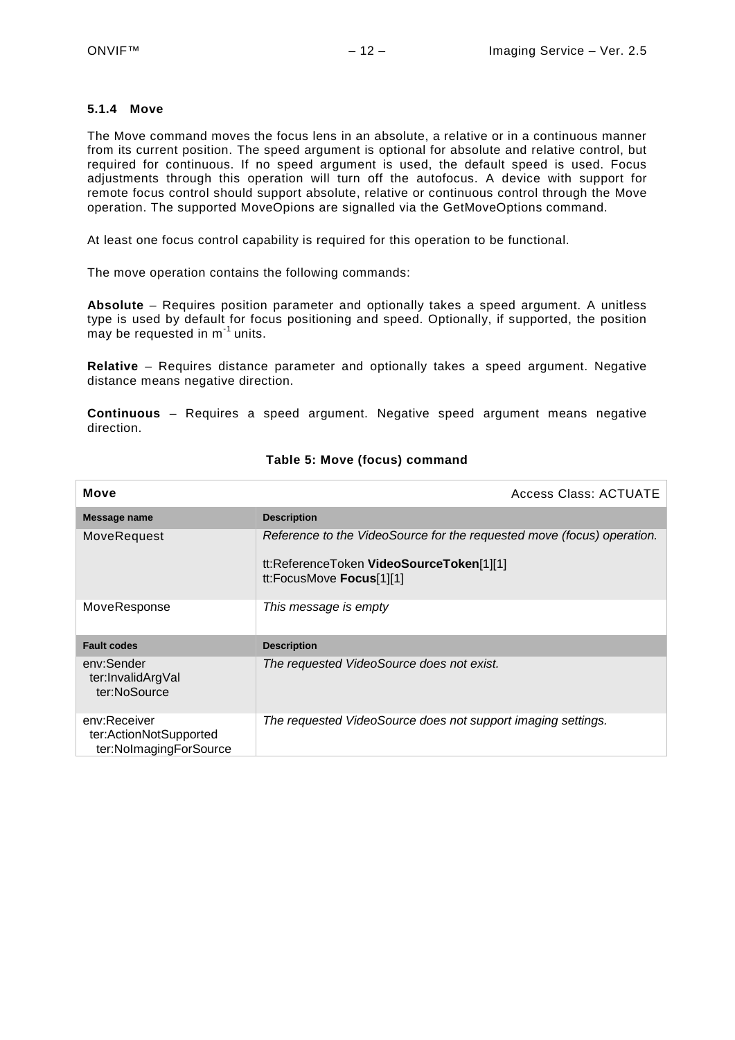### 5.1.4 Move

The Move command moves the focus lens in an absolute, a relative or in a continuous manner from its current position. The speed argument is optional for absolute and relative control, but required for continuous. If no speed argument is used, the default speed is used. Focus adjustments through this operation will turn off the autofocus. A device with support for remote focus control should support absolute, relative or continuous control through the Move operation. The supported MoveOpions are signalled via the GetMoveOptions command.

At least one focus control capability is required for this operation to be functional.

The move operation contains the following commands:

**Absolute** – Requires position parameter and optionally takes a speed argument. A unitless type is used by default for focus positioning and speed. Optionally, if supported, the position may be requested in $m^{-1}$ units.

**Relative** – Requires distance parameter and optionally takes a speed argument. Negative distance means negative direction.

**Continuous** – Requires a speed argument. Negative speed argument means negative direction.

**Table 5: Move (focus) command**

| **Move** | Access Class: ACTUATE |
|---|---|
| **Message name** | **Description** |
| MoveRequest | *Reference to the VideoSource for the requested move (focus) operation.*<br><br>tt:ReferenceToken **VideoSourceToken**[1][1]<br>tt:FocusMove **Focus**[1][1] |
| MoveResponse | *This message is empty* |
| **Fault codes** | **Description** |
| env:Sender<br>ter:InvalidArgVal<br>ter:NoSource | *The requested VideoSource does not exist.* |
| env:Receiver<br>ter:ActionNotSupported<br>ter:NoImagingForSource | *The requested VideoSource does not support imaging settings.* |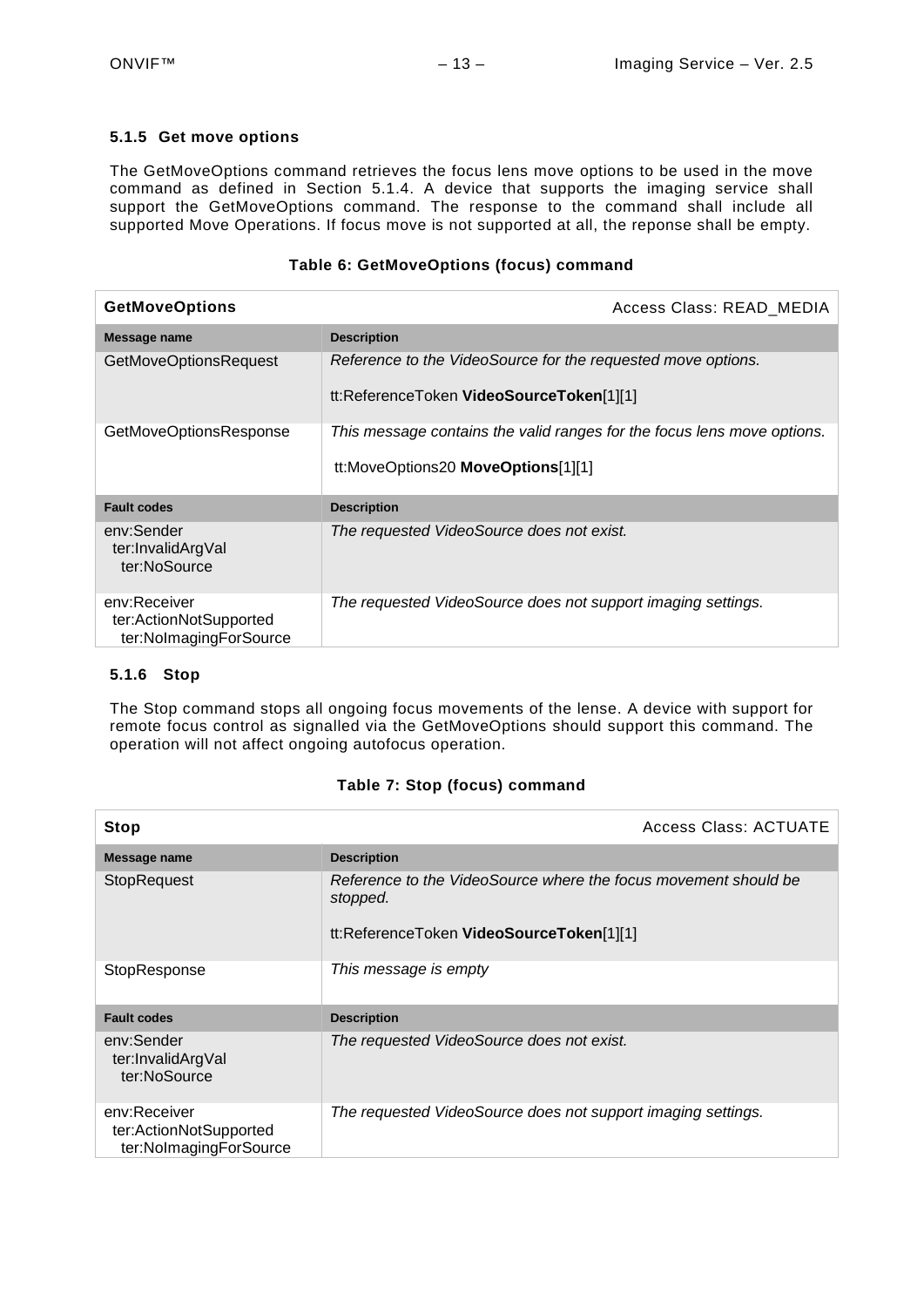#### 5.1.5 Get move options

The GetMoveOptions command retrieves the focus lens move options to be used in the move command as defined in Section 5.1.4. A device that supports the imaging service shall support the GetMoveOptions command. The response to the command shall include all supported Move Operations. If focus move is not supported at all, the reponse shall be empty.

**Table 6: GetMoveOptions (focus) command**

| **GetMoveOptions** | Access Class: READ_MEDIA |
|---|---|
| **Message name** | **Description** |
| GetMoveOptionsRequest | *Reference to the VideoSource for the requested move options.*<br><br>tt:ReferenceToken **VideoSourceToken**[1][1] |
| GetMoveOptionsResponse | *This message contains the valid ranges for the focus lens move options.*<br><br>tt:MoveOptions20 **MoveOptions**[1][1] |
| **Fault codes** | **Description** |
| env:Sender<br>ter:InvalidArgVal<br>ter:NoSource | *The requested VideoSource does not exist.* |
| env:Receiver<br>ter:ActionNotSupported<br>ter:NoImagingForSource | *The requested VideoSource does not support imaging settings.* |

#### 5.1.6 Stop

The Stop command stops all ongoing focus movements of the lense. A device with support for remote focus control as signalled via the GetMoveOptions should support this command. The operation will not affect ongoing autofocus operation.

**Table 7: Stop (focus) command**

| **Stop** | Access Class: ACTUATE |
|---|---|
| **Message name** | **Description** |
| StopRequest | *Reference to the VideoSource where the focus movement should be stopped.*<br><br>tt:ReferenceToken **VideoSourceToken**[1][1] |
| StopResponse | *This message is empty* |
| **Fault codes** | **Description** |
| env:Sender<br>ter:InvalidArgVal<br>ter:NoSource | *The requested VideoSource does not exist.* |
| env:Receiver<br>ter:ActionNotSupported<br>ter:NoImagingForSource | *The requested VideoSource does not support imaging settings.* |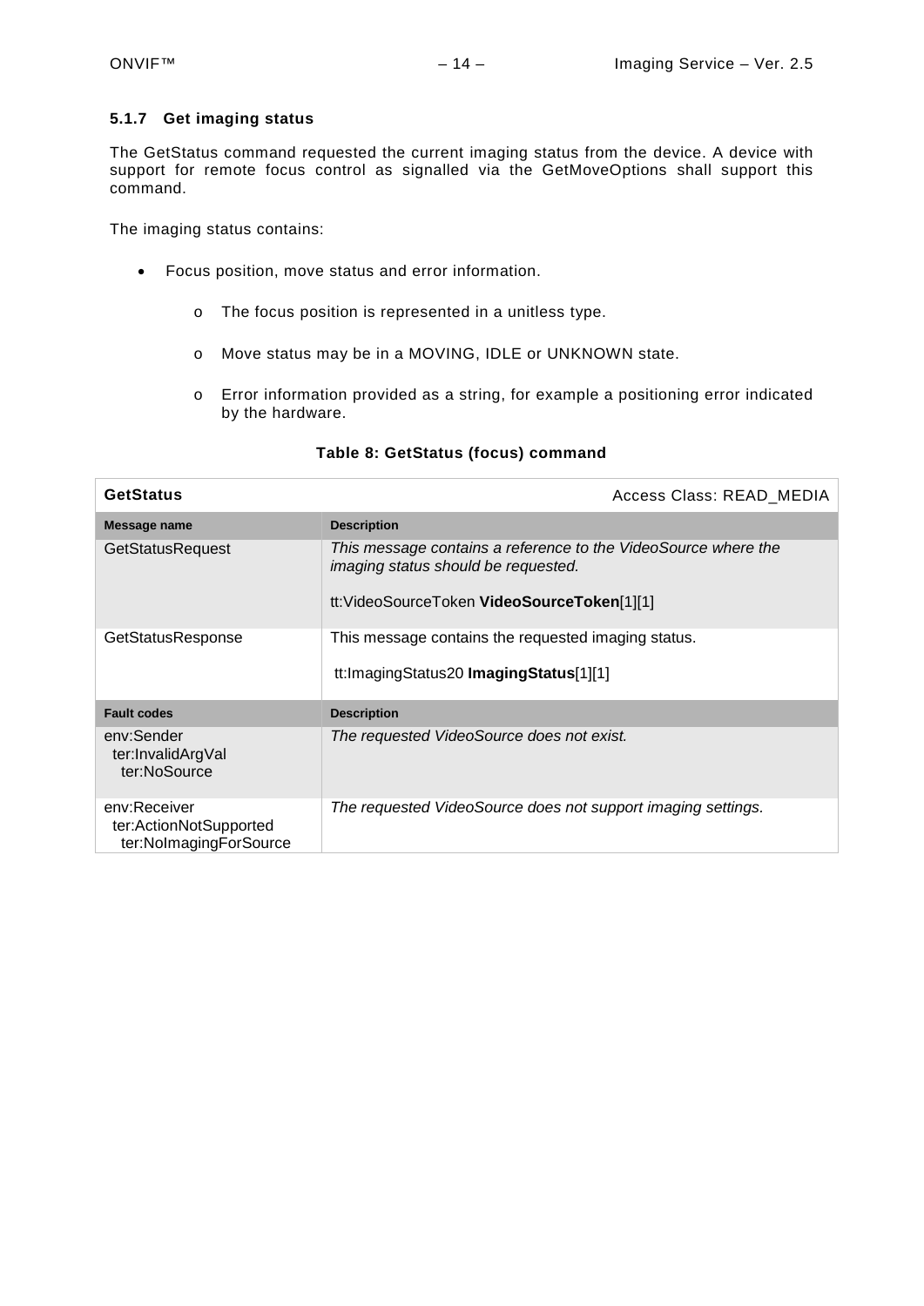### 5.1.7 Get imaging status

The GetStatus command requested the current imaging status from the device. A device with support for remote focus control as signalled via the GetMoveOptions shall support this command.

The imaging status contains:

- Focus position, move status and error information.
  - The focus position is represented in a unitless type.
  - Move status may be in a MOVING, IDLE or UNKNOWN state.
  - Error information provided as a string, for example a positioning error indicated by the hardware.

**Table 8: GetStatus (focus) command**

| **GetStatus** | Access Class: READ_MEDIA |
|---|---|
| **Message name** | **Description** |
| GetStatusRequest | *This message contains a reference to the VideoSource where the imaging status should be requested.*<br><br>tt:VideoSourceToken **VideoSourceToken**[1][1] |
| GetStatusResponse | This message contains the requested imaging status.<br><br>tt:ImagingStatus20 **ImagingStatus**[1][1] |
| **Fault codes** | **Description** |
| env:Sender<br>ter:InvalidArgVal<br>ter:NoSource | *The requested VideoSource does not exist.* |
| env:Receiver<br>ter:ActionNotSupported<br>ter:NoImagingForSource | *The requested VideoSource does not support imaging settings.* |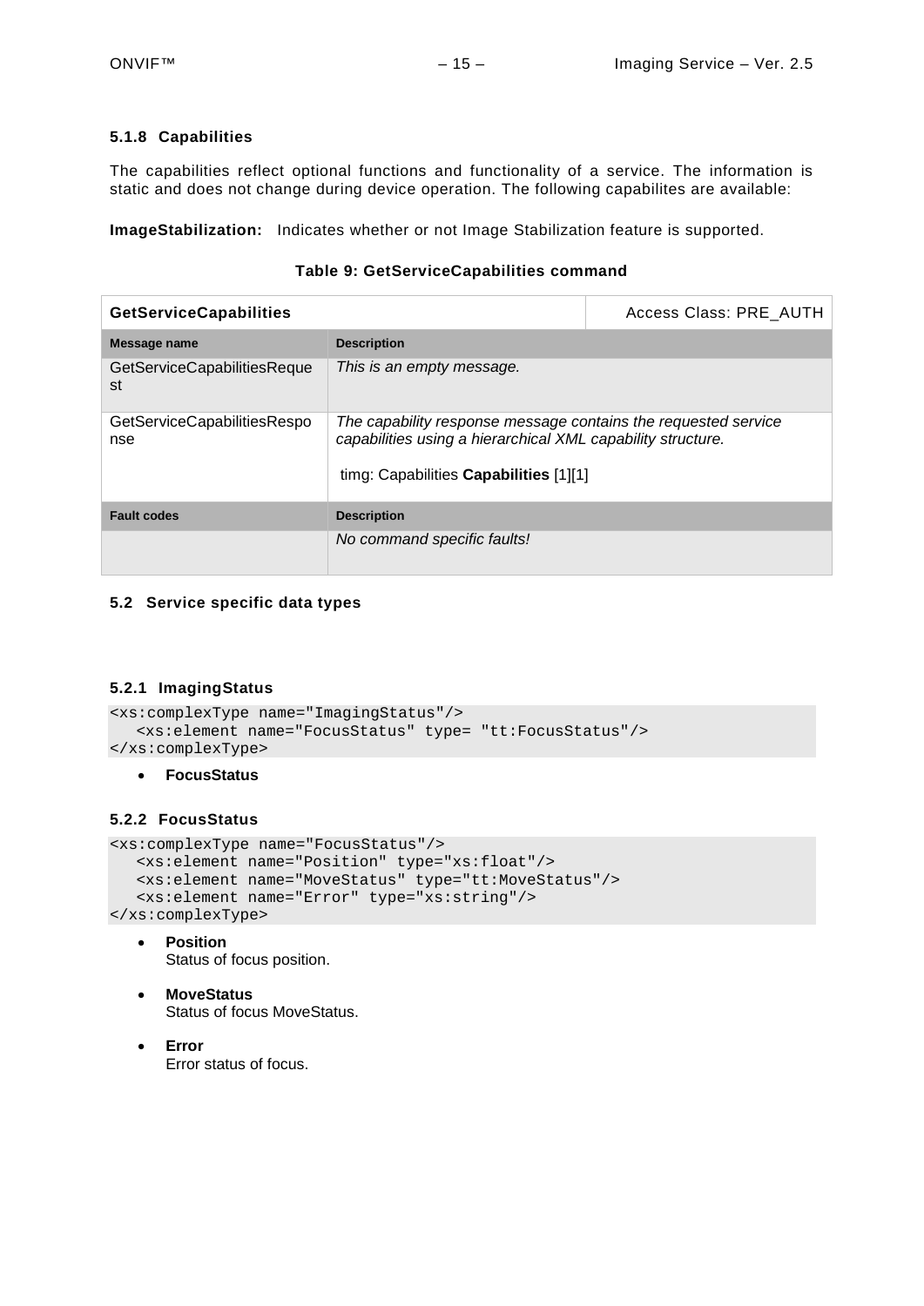#### 5.1.8 Capabilities

The capabilities reflect optional functions and functionality of a service. The information is static and does not change during device operation. The following capabilites are available:

**ImageStabilization:** Indicates whether or not Image Stabilization feature is supported.

**Table 9: GetServiceCapabilities command**

| **GetServiceCapabilities** | | Access Class: PRE_AUTH |
|---|---|---|
| **Message name** | **Description** | |
| GetServiceCapabilitiesRequest | *This is an empty message.* | |
| GetServiceCapabilitiesResponse | *The capability response message contains the requested service capabilities using a hierarchical XML capability structure.*<br><br>timg: Capabilities **Capabilities** [1][1] | |
| **Fault codes** | **Description** | |
| | *No command specific faults!* | |

### 5.2 Service specific data types

#### 5.2.1 ImagingStatus

```
<xs:complexType name="ImagingStatus"/>
   <xs:element name="FocusStatus" type= "tt:FocusStatus"/>
</xs:complexType>
```

- **FocusStatus**

#### 5.2.2 FocusStatus

```
<xs:complexType name="FocusStatus"/>
   <xs:element name="Position" type="xs:float"/>
   <xs:element name="MoveStatus" type="tt:MoveStatus"/>
   <xs:element name="Error" type="xs:string"/>
</xs:complexType>
```

- **Position**
  Status of focus position.

- **MoveStatus**
  Status of focus MoveStatus.

- **Error**
  Error status of focus.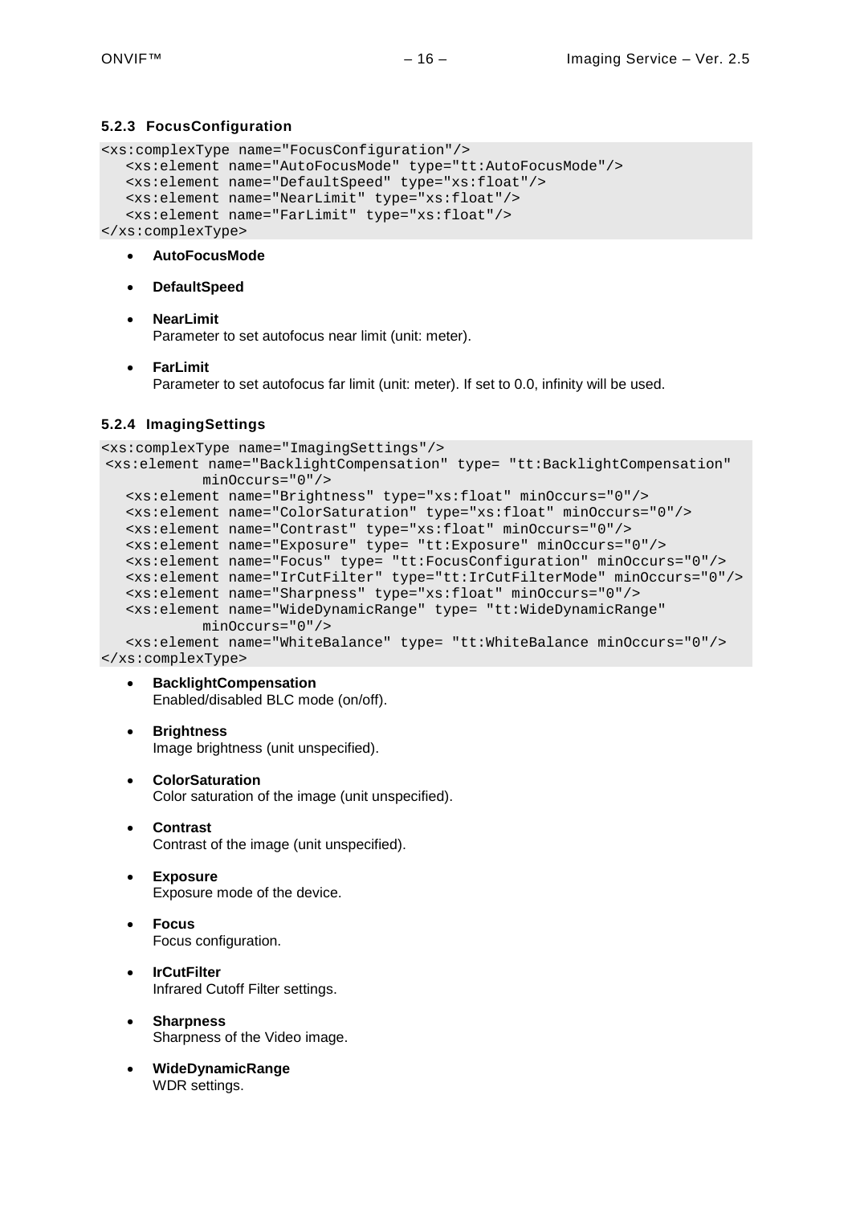### 5.2.3 FocusConfiguration

```
<xs:complexType name="FocusConfiguration"/>
   <xs:element name="AutoFocusMode" type="tt:AutoFocusMode"/>
   <xs:element name="DefaultSpeed" type="xs:float"/>
   <xs:element name="NearLimit" type="xs:float"/>
   <xs:element name="FarLimit" type="xs:float"/>
</xs:complexType>
```

- **AutoFocusMode**
- **DefaultSpeed**
- **NearLimit**
  Parameter to set autofocus near limit (unit: meter).
- **FarLimit**
  Parameter to set autofocus far limit (unit: meter). If set to 0.0, infinity will be used.

### 5.2.4 ImagingSettings

```
<xs:complexType name="ImagingSettings"/>
 <xs:element name="BacklightCompensation" type= "tt:BacklightCompensation"
           minOccurs="0"/>
   <xs:element name="Brightness" type="xs:float" minOccurs="0"/>
   <xs:element name="ColorSaturation" type="xs:float" minOccurs="0"/>
   <xs:element name="Contrast" type="xs:float" minOccurs="0"/>
   <xs:element name="Exposure" type= "tt:Exposure" minOccurs="0"/>
   <xs:element name="Focus" type= "tt:FocusConfiguration" minOccurs="0"/>
   <xs:element name="IrCutFilter" type="tt:IrCutFilterMode" minOccurs="0"/>
   <xs:element name="Sharpness" type="xs:float" minOccurs="0"/>
   <xs:element name="WideDynamicRange" type= "tt:WideDynamicRange"
           minOccurs="0"/>
   <xs:element name="WhiteBalance" type= "tt:WhiteBalance minOccurs="0"/>
</xs:complexType>
```

- **BacklightCompensation**
  Enabled/disabled BLC mode (on/off).
- **Brightness**
  Image brightness (unit unspecified).
- **ColorSaturation**
  Color saturation of the image (unit unspecified).
- **Contrast**
  Contrast of the image (unit unspecified).
- **Exposure**
  Exposure mode of the device.
- **Focus**
  Focus configuration.
- **IrCutFilter**
  Infrared Cutoff Filter settings.
- **Sharpness**
  Sharpness of the Video image.
- **WideDynamicRange**
  WDR settings.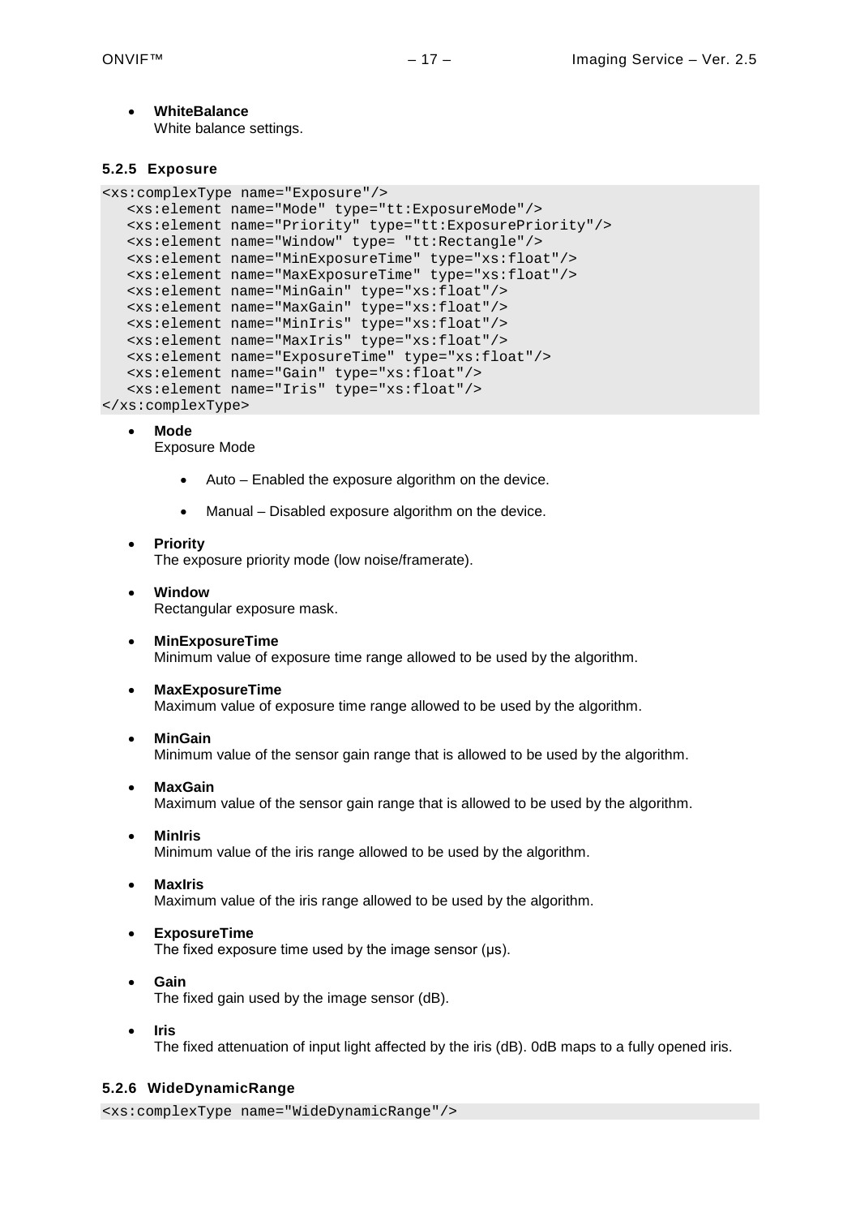- **WhiteBalance**
  White balance settings.

### 5.2.5 Exposure

```
<xs:complexType name="Exposure"/>
   <xs:element name="Mode" type="tt:ExposureMode"/>
   <xs:element name="Priority" type="tt:ExposurePriority"/>
   <xs:element name="Window" type= "tt:Rectangle"/>
   <xs:element name="MinExposureTime" type="xs:float"/>
   <xs:element name="MaxExposureTime" type="xs:float"/>
   <xs:element name="MinGain" type="xs:float"/>
   <xs:element name="MaxGain" type="xs:float"/>
   <xs:element name="MinIris" type="xs:float"/>
   <xs:element name="MaxIris" type="xs:float"/>
   <xs:element name="ExposureTime" type="xs:float"/>
   <xs:element name="Gain" type="xs:float"/>
   <xs:element name="Iris" type="xs:float"/>
</xs:complexType>
```

- **Mode**
  Exposure Mode
  - Auto – Enabled the exposure algorithm on the device.
  - Manual – Disabled exposure algorithm on the device.
- **Priority**
  The exposure priority mode (low noise/framerate).
- **Window**
  Rectangular exposure mask.
- **MinExposureTime**
  Minimum value of exposure time range allowed to be used by the algorithm.
- **MaxExposureTime**
  Maximum value of exposure time range allowed to be used by the algorithm.
- **MinGain**
  Minimum value of the sensor gain range that is allowed to be used by the algorithm.
- **MaxGain**
  Maximum value of the sensor gain range that is allowed to be used by the algorithm.
- **MinIris**
  Minimum value of the iris range allowed to be used by the algorithm.
- **MaxIris**
  Maximum value of the iris range allowed to be used by the algorithm.
- **ExposureTime**
  The fixed exposure time used by the image sensor (μs).
- **Gain**
  The fixed gain used by the image sensor (dB).
- **Iris**
  The fixed attenuation of input light affected by the iris (dB). 0dB maps to a fully opened iris.

### 5.2.6 WideDynamicRange

```
<xs:complexType name="WideDynamicRange"/>
```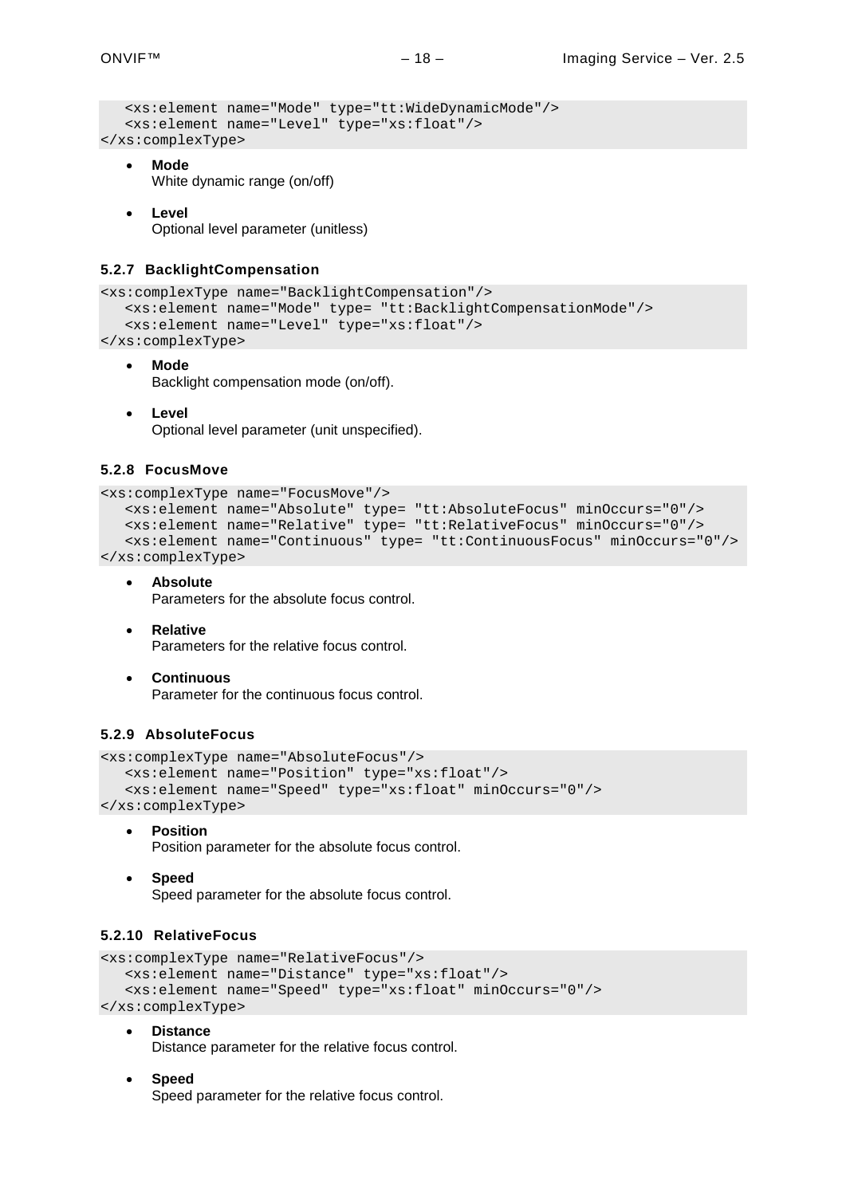```
   <xs:element name="Mode" type="tt:WideDynamicMode"/>
   <xs:element name="Level" type="xs:float"/>
</xs:complexType>
```

- **Mode**
  White dynamic range (on/off)
- **Level**
  Optional level parameter (unitless)

### 5.2.7 BacklightCompensation

```
<xs:complexType name="BacklightCompensation"/>
   <xs:element name="Mode" type= "tt:BacklightCompensationMode"/>
   <xs:element name="Level" type="xs:float"/>
</xs:complexType>
```

- **Mode**
  Backlight compensation mode (on/off).
- **Level**
  Optional level parameter (unit unspecified).

### 5.2.8 FocusMove

```
<xs:complexType name="FocusMove"/>
   <xs:element name="Absolute" type= "tt:AbsoluteFocus" minOccurs="0"/>
   <xs:element name="Relative" type= "tt:RelativeFocus" minOccurs="0"/>
   <xs:element name="Continuous" type= "tt:ContinuousFocus" minOccurs="0"/>
</xs:complexType>
```

- **Absolute**
  Parameters for the absolute focus control.
- **Relative**
  Parameters for the relative focus control.
- **Continuous**
  Parameter for the continuous focus control.

### 5.2.9 AbsoluteFocus

```
<xs:complexType name="AbsoluteFocus"/>
   <xs:element name="Position" type="xs:float"/>
   <xs:element name="Speed" type="xs:float" minOccurs="0"/>
</xs:complexType>
```

- **Position**
  Position parameter for the absolute focus control.
- **Speed**
  Speed parameter for the absolute focus control.

### 5.2.10 RelativeFocus

```
<xs:complexType name="RelativeFocus"/>
   <xs:element name="Distance" type="xs:float"/>
   <xs:element name="Speed" type="xs:float" minOccurs="0"/>
</xs:complexType>
```

- **Distance**
  Distance parameter for the relative focus control.
- **Speed**
  Speed parameter for the relative focus control.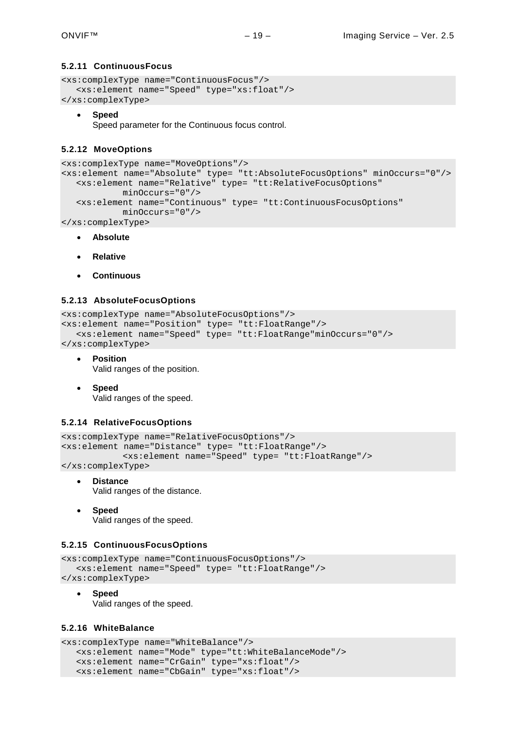#### 5.2.11 ContinuousFocus

```
<xs:complexType name="ContinuousFocus"/>
   <xs:element name="Speed" type="xs:float"/>
</xs:complexType>
```

- **Speed**
  Speed parameter for the Continuous focus control.

#### 5.2.12 MoveOptions

```
<xs:complexType name="MoveOptions"/>
<xs:element name="Absolute" type= "tt:AbsoluteFocusOptions" minOccurs="0"/>
   <xs:element name="Relative" type= "tt:RelativeFocusOptions"
           minOccurs="0"/>
   <xs:element name="Continuous" type= "tt:ContinuousFocusOptions"
           minOccurs="0"/>
</xs:complexType>
```

- **Absolute**
- **Relative**
- **Continuous**

#### 5.2.13 AbsoluteFocusOptions

```
<xs:complexType name="AbsoluteFocusOptions"/>
<xs:element name="Position" type= "tt:FloatRange"/>
   <xs:element name="Speed" type= "tt:FloatRange"minOccurs="0"/>
</xs:complexType>
```

- **Position**
  Valid ranges of the position.
- **Speed**
  Valid ranges of the speed.

#### 5.2.14 RelativeFocusOptions

```
<xs:complexType name="RelativeFocusOptions"/>
<xs:element name="Distance" type= "tt:FloatRange"/>
           <xs:element name="Speed" type= "tt:FloatRange"/>
</xs:complexType>
```

- **Distance**
  Valid ranges of the distance.
- **Speed**
  Valid ranges of the speed.

#### 5.2.15 ContinuousFocusOptions

```
<xs:complexType name="ContinuousFocusOptions"/>
   <xs:element name="Speed" type= "tt:FloatRange"/>
</xs:complexType>
```

- **Speed**
  Valid ranges of the speed.

#### 5.2.16 WhiteBalance

```
<xs:complexType name="WhiteBalance"/>
   <xs:element name="Mode" type="tt:WhiteBalanceMode"/>
   <xs:element name="CrGain" type="xs:float"/>
   <xs:element name="CbGain" type="xs:float"/>
```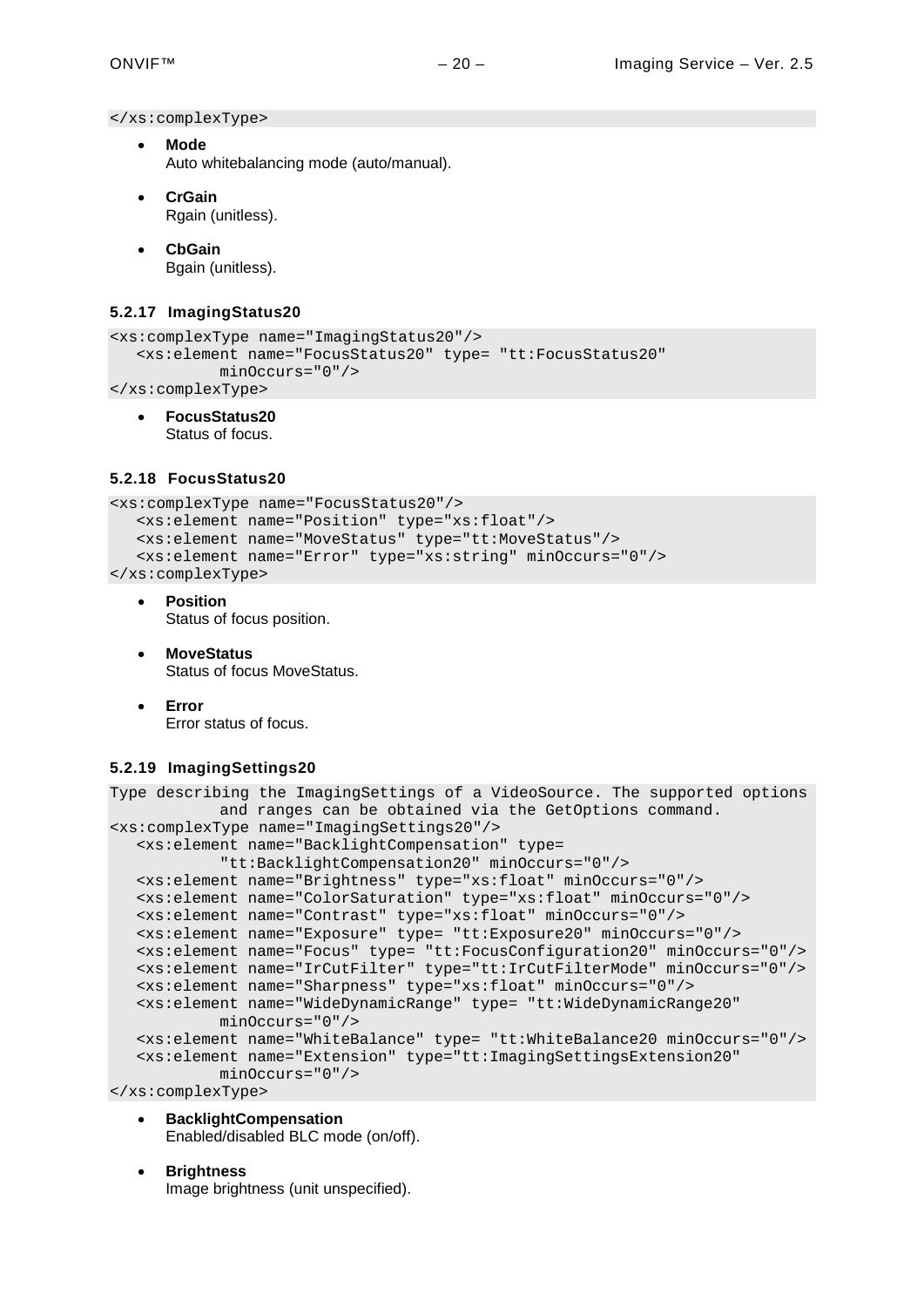```
</xs:complexType>
```

- **Mode**
  Auto whitebalancing mode (auto/manual).

- **CrGain**
  Rgain (unitless).

- **CbGain**
  Bgain (unitless).

### 5.2.17 ImagingStatus20

```
<xs:complexType name="ImagingStatus20"/>
   <xs:element name="FocusStatus20" type= "tt:FocusStatus20"
            minOccurs="0"/>
</xs:complexType>
```

- **FocusStatus20**
  Status of focus.

### 5.2.18 FocusStatus20

```
<xs:complexType name="FocusStatus20"/>
   <xs:element name="Position" type="xs:float"/>
   <xs:element name="MoveStatus" type="tt:MoveStatus"/>
   <xs:element name="Error" type="xs:string" minOccurs="0"/>
</xs:complexType>
```

- **Position**
  Status of focus position.

- **MoveStatus**
  Status of focus MoveStatus.

- **Error**
  Error status of focus.

### 5.2.19 ImagingSettings20

```
Type describing the ImagingSettings of a VideoSource. The supported options
            and ranges can be obtained via the GetOptions command.
<xs:complexType name="ImagingSettings20"/>
   <xs:element name="BacklightCompensation" type=
            "tt:BacklightCompensation20" minOccurs="0"/>
   <xs:element name="Brightness" type="xs:float" minOccurs="0"/>
   <xs:element name="ColorSaturation" type="xs:float" minOccurs="0"/>
   <xs:element name="Contrast" type="xs:float" minOccurs="0"/>
   <xs:element name="Exposure" type= "tt:Exposure20" minOccurs="0"/>
   <xs:element name="Focus" type= "tt:FocusConfiguration20" minOccurs="0"/>
   <xs:element name="IrCutFilter" type="tt:IrCutFilterMode" minOccurs="0"/>
   <xs:element name="Sharpness" type="xs:float" minOccurs="0"/>
   <xs:element name="WideDynamicRange" type= "tt:WideDynamicRange20"
            minOccurs="0"/>
   <xs:element name="WhiteBalance" type= "tt:WhiteBalance20 minOccurs="0"/>
   <xs:element name="Extension" type="tt:ImagingSettingsExtension20"
            minOccurs="0"/>
</xs:complexType>
```

- **BacklightCompensation**
  Enabled/disabled BLC mode (on/off).

- **Brightness**
  Image brightness (unit unspecified).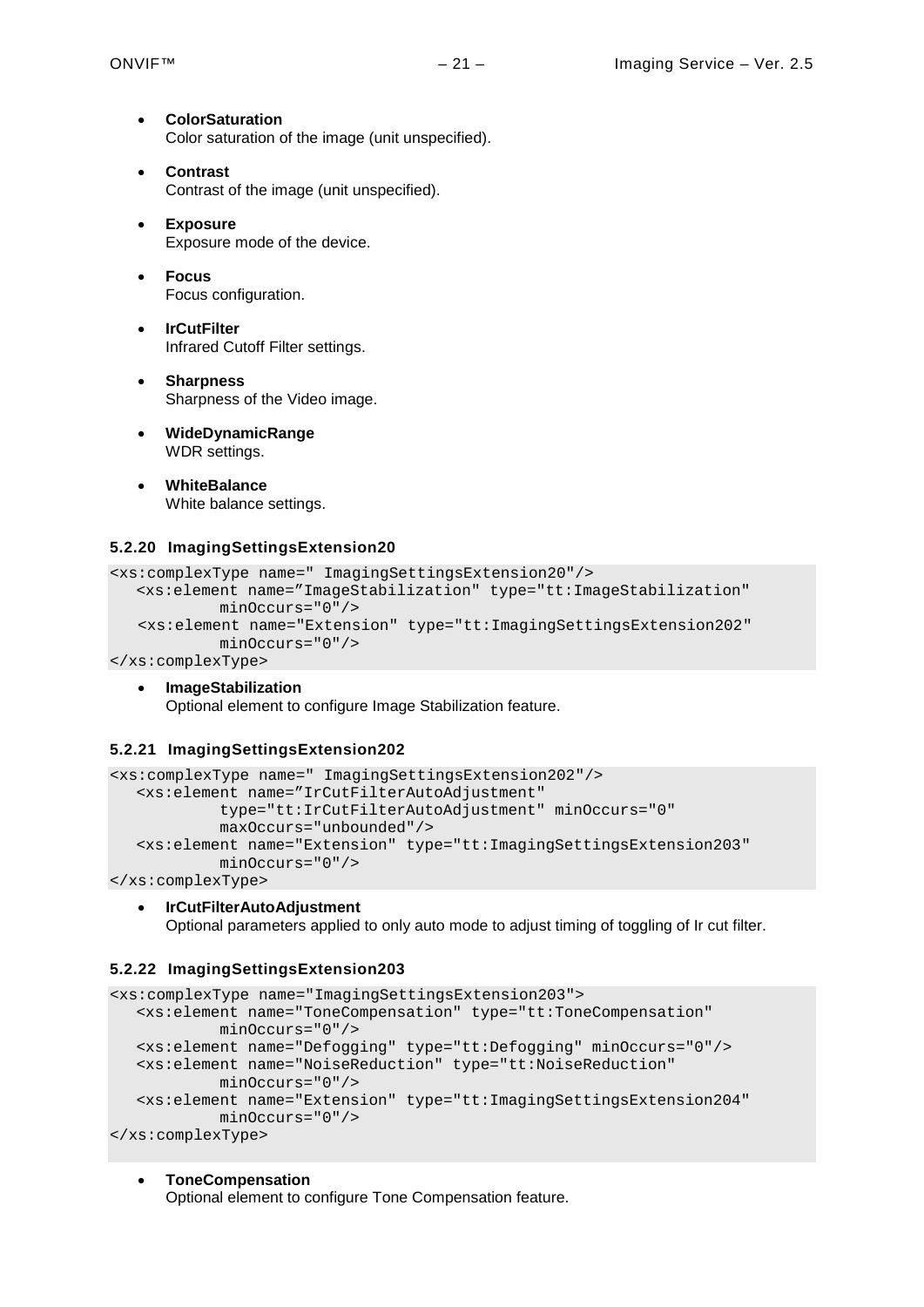- **ColorSaturation**
  Color saturation of the image (unit unspecified).

- **Contrast**
  Contrast of the image (unit unspecified).

- **Exposure**
  Exposure mode of the device.

- **Focus**
  Focus configuration.

- **IrCutFilter**
  Infrared Cutoff Filter settings.

- **Sharpness**
  Sharpness of the Video image.

- **WideDynamicRange**
  WDR settings.

- **WhiteBalance**
  White balance settings.

### 5.2.20 ImagingSettingsExtension20

```
<xs:complexType name=" ImagingSettingsExtension20"/>
   <xs:element name=”ImageStabilization" type="tt:ImageStabilization"
           minOccurs="0"/>
    <xs:element name="Extension" type="tt:ImagingSettingsExtension202"
           minOccurs="0"/>
</xs:complexType>
```

- **ImageStabilization**
  Optional element to configure Image Stabilization feature.

### 5.2.21 ImagingSettingsExtension202

```
<xs:complexType name=" ImagingSettingsExtension202"/>
   <xs:element name=”IrCutFilterAutoAdjustment"
           type="tt:IrCutFilterAutoAdjustment" minOccurs="0"
           maxOccurs="unbounded"/>
   <xs:element name="Extension" type="tt:ImagingSettingsExtension203"
           minOccurs="0"/>
</xs:complexType>
```

- **IrCutFilterAutoAdjustment**
  Optional parameters applied to only auto mode to adjust timing of toggling of Ir cut filter.

### 5.2.22 ImagingSettingsExtension203

```
<xs:complexType name="ImagingSettingsExtension203">
   <xs:element name="ToneCompensation" type="tt:ToneCompensation"
           minOccurs="0"/>
   <xs:element name="Defogging" type="tt:Defogging" minOccurs="0"/>
   <xs:element name="NoiseReduction" type="tt:NoiseReduction"
           minOccurs="0"/>
   <xs:element name="Extension" type="tt:ImagingSettingsExtension204"
           minOccurs="0"/>
</xs:complexType>
```

- **ToneCompensation**
  Optional element to configure Tone Compensation feature.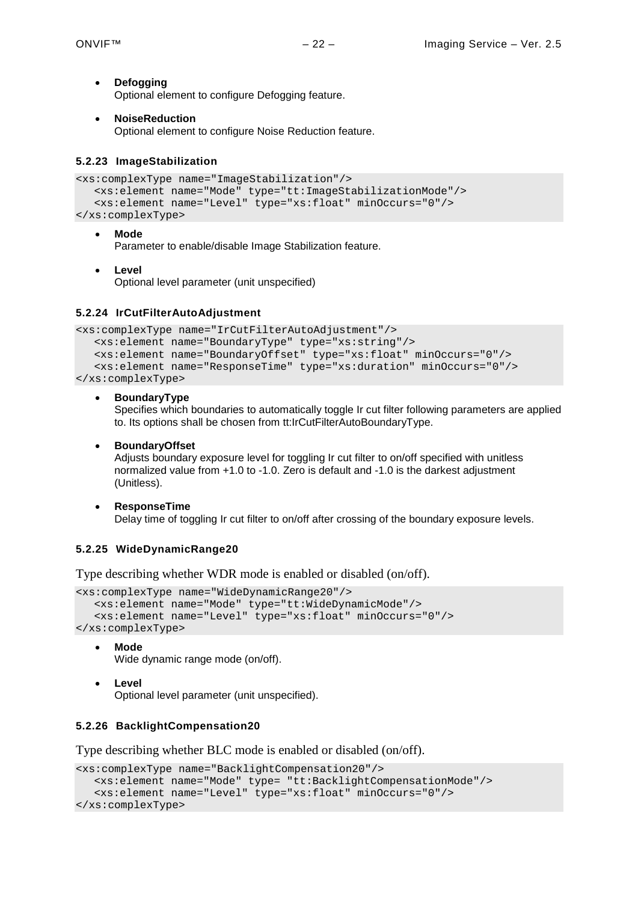- **Defogging**
  Optional element to configure Defogging feature.

- **NoiseReduction**
  Optional element to configure Noise Reduction feature.

#### 5.2.23 ImageStabilization

```
<xs:complexType name="ImageStabilization"/>
   <xs:element name="Mode" type="tt:ImageStabilizationMode"/>
   <xs:element name="Level" type="xs:float" minOccurs="0"/>
</xs:complexType>
```

- **Mode**
  Parameter to enable/disable Image Stabilization feature.

- **Level**
  Optional level parameter (unit unspecified)

#### 5.2.24 IrCutFilterAutoAdjustment

```
<xs:complexType name="IrCutFilterAutoAdjustment"/>
   <xs:element name="BoundaryType" type="xs:string"/>
   <xs:element name="BoundaryOffset" type="xs:float" minOccurs="0"/>
   <xs:element name="ResponseTime" type="xs:duration" minOccurs="0"/>
</xs:complexType>
```

- **BoundaryType**
  Specifies which boundaries to automatically toggle Ir cut filter following parameters are applied to. Its options shall be chosen from tt:IrCutFilterAutoBoundaryType.

- **BoundaryOffset**
  Adjusts boundary exposure level for toggling Ir cut filter to on/off specified with unitless normalized value from +1.0 to -1.0. Zero is default and -1.0 is the darkest adjustment (Unitless).

- **ResponseTime**
  Delay time of toggling Ir cut filter to on/off after crossing of the boundary exposure levels.

#### 5.2.25 WideDynamicRange20

Type describing whether WDR mode is enabled or disabled (on/off).

```
<xs:complexType name="WideDynamicRange20"/>
   <xs:element name="Mode" type="tt:WideDynamicMode"/>
   <xs:element name="Level" type="xs:float" minOccurs="0"/>
</xs:complexType>
```

- **Mode**
  Wide dynamic range mode (on/off).

- **Level**
  Optional level parameter (unit unspecified).

#### 5.2.26 BacklightCompensation20

Type describing whether BLC mode is enabled or disabled (on/off).

```
<xs:complexType name="BacklightCompensation20"/>
   <xs:element name="Mode" type= "tt:BacklightCompensationMode"/>
   <xs:element name="Level" type="xs:float" minOccurs="0"/>
</xs:complexType>
```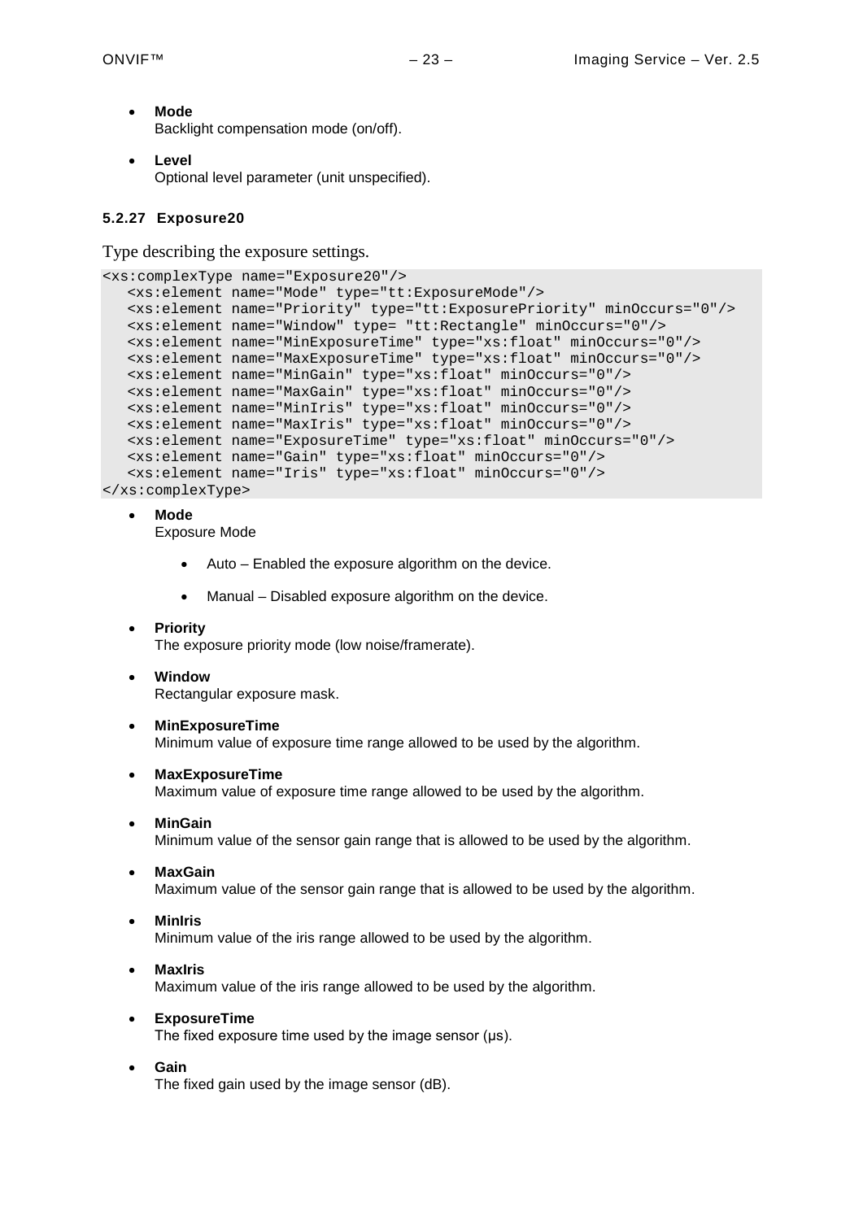- **Mode**
  Backlight compensation mode (on/off).

- **Level**
  Optional level parameter (unit unspecified).

### 5.2.27 Exposure20

Type describing the exposure settings.

```
<xs:complexType name="Exposure20"/>
   <xs:element name="Mode" type="tt:ExposureMode"/>
   <xs:element name="Priority" type="tt:ExposurePriority" minOccurs="0"/>
   <xs:element name="Window" type= "tt:Rectangle" minOccurs="0"/>
   <xs:element name="MinExposureTime" type="xs:float" minOccurs="0"/>
   <xs:element name="MaxExposureTime" type="xs:float" minOccurs="0"/>
   <xs:element name="MinGain" type="xs:float" minOccurs="0"/>
   <xs:element name="MaxGain" type="xs:float" minOccurs="0"/>
   <xs:element name="MinIris" type="xs:float" minOccurs="0"/>
   <xs:element name="MaxIris" type="xs:float" minOccurs="0"/>
   <xs:element name="ExposureTime" type="xs:float" minOccurs="0"/>
   <xs:element name="Gain" type="xs:float" minOccurs="0"/>
   <xs:element name="Iris" type="xs:float" minOccurs="0"/>
</xs:complexType>
```

- **Mode**
  Exposure Mode
  - Auto – Enabled the exposure algorithm on the device.
  - Manual – Disabled exposure algorithm on the device.

- **Priority**
  The exposure priority mode (low noise/framerate).

- **Window**
  Rectangular exposure mask.

- **MinExposureTime**
  Minimum value of exposure time range allowed to be used by the algorithm.

- **MaxExposureTime**
  Maximum value of exposure time range allowed to be used by the algorithm.

- **MinGain**
  Minimum value of the sensor gain range that is allowed to be used by the algorithm.

- **MaxGain**
  Maximum value of the sensor gain range that is allowed to be used by the algorithm.

- **MinIris**
  Minimum value of the iris range allowed to be used by the algorithm.

- **MaxIris**
  Maximum value of the iris range allowed to be used by the algorithm.

- **ExposureTime**
  The fixed exposure time used by the image sensor (μs).

- **Gain**
  The fixed gain used by the image sensor (dB).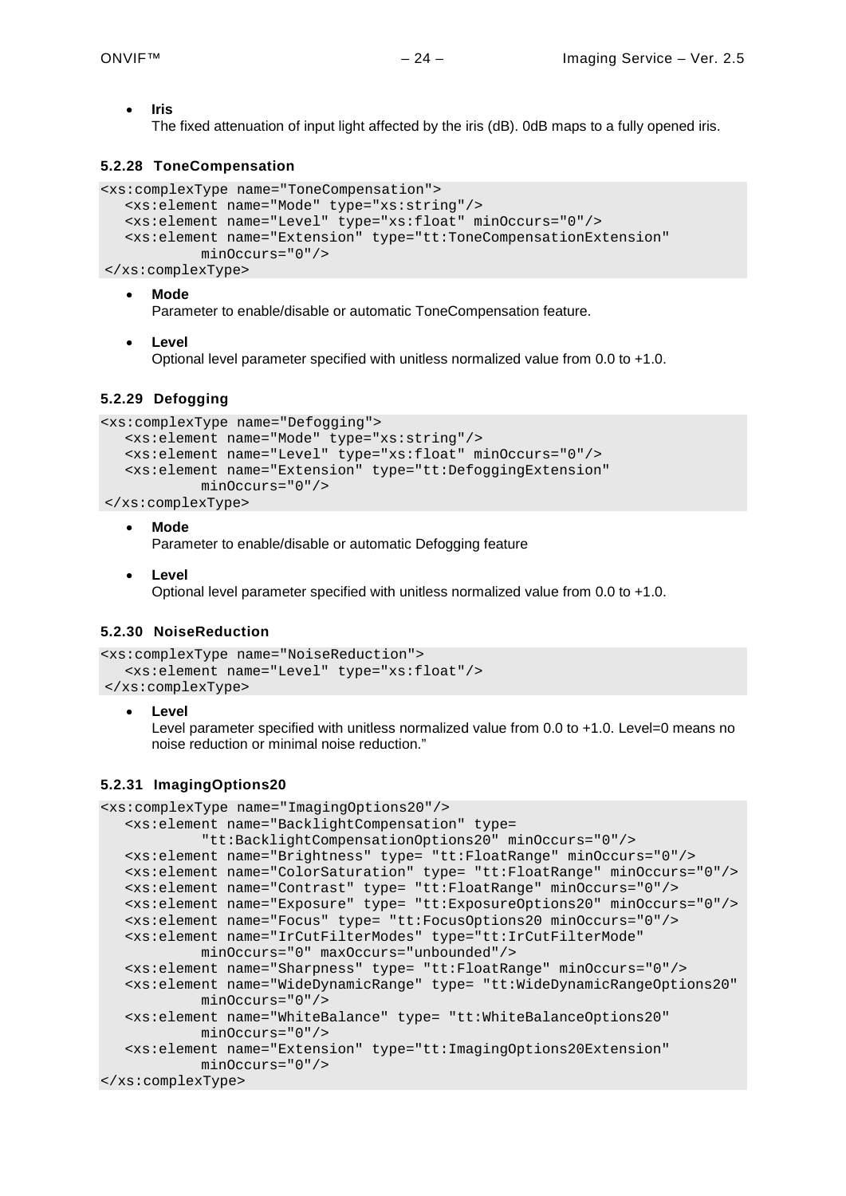- **Iris**
  The fixed attenuation of input light affected by the iris (dB). 0dB maps to a fully opened iris.

### 5.2.28 ToneCompensation

```
<xs:complexType name="ToneCompensation">
   <xs:element name="Mode" type="xs:string"/>
   <xs:element name="Level" type="xs:float" minOccurs="0"/>
   <xs:element name="Extension" type="tt:ToneCompensationExtension"
            minOccurs="0"/>
</xs:complexType>
```

- **Mode**
  Parameter to enable/disable or automatic ToneCompensation feature.
- **Level**
  Optional level parameter specified with unitless normalized value from 0.0 to +1.0.

### 5.2.29 Defogging

```
<xs:complexType name="Defogging">
   <xs:element name="Mode" type="xs:string"/>
   <xs:element name="Level" type="xs:float" minOccurs="0"/>
   <xs:element name="Extension" type="tt:DefoggingExtension"
            minOccurs="0"/>
</xs:complexType>
```

- **Mode**
  Parameter to enable/disable or automatic Defogging feature
- **Level**
  Optional level parameter specified with unitless normalized value from 0.0 to +1.0.

### 5.2.30 NoiseReduction

```
<xs:complexType name="NoiseReduction">
   <xs:element name="Level" type="xs:float"/>
</xs:complexType>
```

- **Level**
  Level parameter specified with unitless normalized value from 0.0 to +1.0. Level=0 means no noise reduction or minimal noise reduction."

### 5.2.31 ImagingOptions20

```
<xs:complexType name="ImagingOptions20"/>
   <xs:element name="BacklightCompensation" type=
            "tt:BacklightCompensationOptions20" minOccurs="0"/>
   <xs:element name="Brightness" type= "tt:FloatRange" minOccurs="0"/>
   <xs:element name="ColorSaturation" type= "tt:FloatRange" minOccurs="0"/>
   <xs:element name="Contrast" type= "tt:FloatRange" minOccurs="0"/>
   <xs:element name="Exposure" type= "tt:ExposureOptions20" minOccurs="0"/>
   <xs:element name="Focus" type= "tt:FocusOptions20 minOccurs="0"/>
   <xs:element name="IrCutFilterModes" type="tt:IrCutFilterMode"
            minOccurs="0" maxOccurs="unbounded"/>
   <xs:element name="Sharpness" type= "tt:FloatRange" minOccurs="0"/>
   <xs:element name="WideDynamicRange" type= "tt:WideDynamicRangeOptions20"
            minOccurs="0"/>
   <xs:element name="WhiteBalance" type= "tt:WhiteBalanceOptions20"
            minOccurs="0"/>
   <xs:element name="Extension" type="tt:ImagingOptions20Extension"
            minOccurs="0"/>
</xs:complexType>
```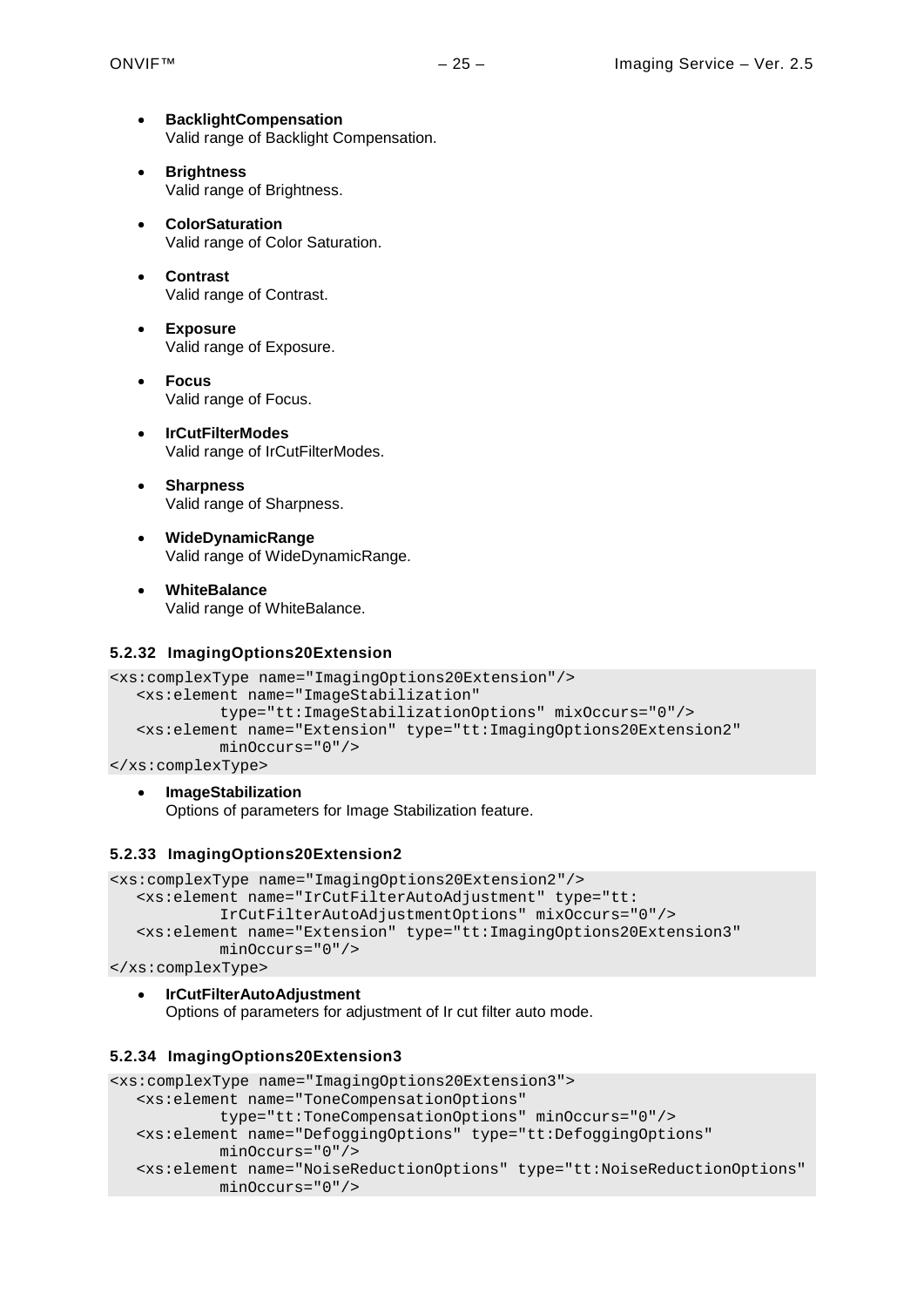- **BacklightCompensation**
  Valid range of Backlight Compensation.

- **Brightness**
  Valid range of Brightness.

- **ColorSaturation**
  Valid range of Color Saturation.

- **Contrast**
  Valid range of Contrast.

- **Exposure**
  Valid range of Exposure.

- **Focus**
  Valid range of Focus.

- **IrCutFilterModes**
  Valid range of IrCutFilterModes.

- **Sharpness**
  Valid range of Sharpness.

- **WideDynamicRange**
  Valid range of WideDynamicRange.

- **WhiteBalance**
  Valid range of WhiteBalance.

### 5.2.32 ImagingOptions20Extension

```
<xs:complexType name="ImagingOptions20Extension"/>
   <xs:element name="ImageStabilization"
            type="tt:ImageStabilizationOptions" mixOccurs="0"/>
   <xs:element name="Extension" type="tt:ImagingOptions20Extension2"
            minOccurs="0"/>
</xs:complexType>
```

- **ImageStabilization**
  Options of parameters for Image Stabilization feature.

### 5.2.33 ImagingOptions20Extension2

```
<xs:complexType name="ImagingOptions20Extension2"/>
   <xs:element name="IrCutFilterAutoAdjustment" type="tt:
            IrCutFilterAutoAdjustmentOptions" mixOccurs="0"/>
   <xs:element name="Extension" type="tt:ImagingOptions20Extension3"
            minOccurs="0"/>
</xs:complexType>
```

- **IrCutFilterAutoAdjustment**
  Options of parameters for adjustment of Ir cut filter auto mode.

### 5.2.34 ImagingOptions20Extension3

```
<xs:complexType name="ImagingOptions20Extension3">
   <xs:element name="ToneCompensationOptions"
            type="tt:ToneCompensationOptions" minOccurs="0"/>
   <xs:element name="DefoggingOptions" type="tt:DefoggingOptions"
            minOccurs="0"/>
   <xs:element name="NoiseReductionOptions" type="tt:NoiseReductionOptions"
            minOccurs="0"/>
```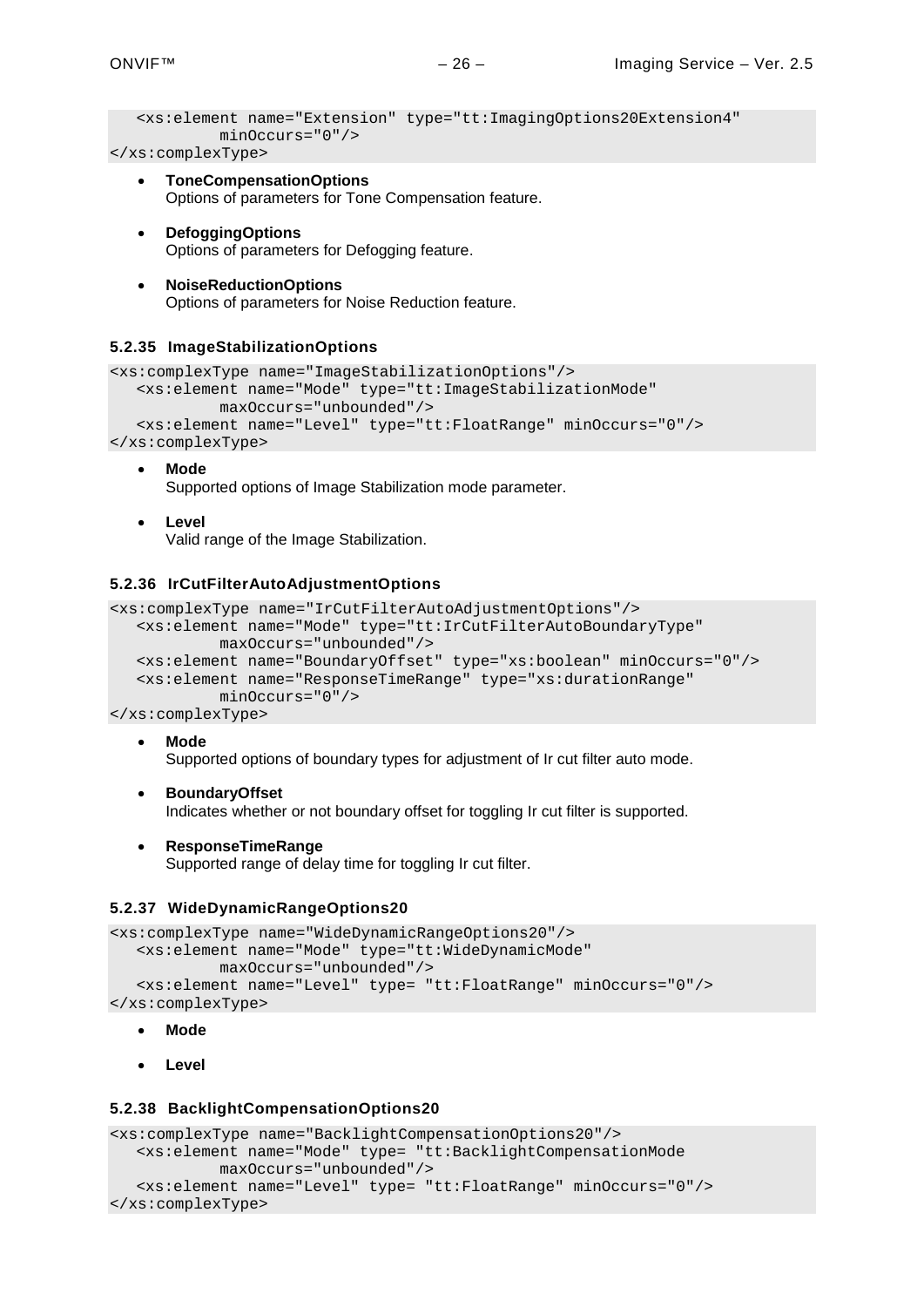```
   <xs:element name="Extension" type="tt:ImagingOptions20Extension4"
           minOccurs="0"/>
</xs:complexType>
```

- **ToneCompensationOptions**
  Options of parameters for Tone Compensation feature.

- **DefoggingOptions**
  Options of parameters for Defogging feature.

- **NoiseReductionOptions**
  Options of parameters for Noise Reduction feature.

### 5.2.35 ImageStabilizationOptions

```
<xs:complexType name="ImageStabilizationOptions"/>
   <xs:element name="Mode" type="tt:ImageStabilizationMode"
           maxOccurs="unbounded"/>
   <xs:element name="Level" type="tt:FloatRange" minOccurs="0"/>
</xs:complexType>
```

- **Mode**
  Supported options of Image Stabilization mode parameter.

- **Level**
  Valid range of the Image Stabilization.

### 5.2.36 IrCutFilterAutoAdjustmentOptions

```
<xs:complexType name="IrCutFilterAutoAdjustmentOptions"/>
   <xs:element name="Mode" type="tt:IrCutFilterAutoBoundaryType"
           maxOccurs="unbounded"/>
   <xs:element name="BoundaryOffset" type="xs:boolean" minOccurs="0"/>
   <xs:element name="ResponseTimeRange" type="xs:durationRange"
           minOccurs="0"/>
</xs:complexType>
```

- **Mode**
  Supported options of boundary types for adjustment of Ir cut filter auto mode.

- **BoundaryOffset**
  Indicates whether or not boundary offset for toggling Ir cut filter is supported.

- **ResponseTimeRange**
  Supported range of delay time for toggling Ir cut filter.

### 5.2.37 WideDynamicRangeOptions20

```
<xs:complexType name="WideDynamicRangeOptions20"/>
   <xs:element name="Mode" type="tt:WideDynamicMode"
           maxOccurs="unbounded"/>
   <xs:element name="Level" type= "tt:FloatRange" minOccurs="0"/>
</xs:complexType>
```

- **Mode**

- **Level**

### 5.2.38 BacklightCompensationOptions20

```
<xs:complexType name="BacklightCompensationOptions20"/>
   <xs:element name="Mode" type= "tt:BacklightCompensationMode
           maxOccurs="unbounded"/>
   <xs:element name="Level" type= "tt:FloatRange" minOccurs="0"/>
</xs:complexType>
```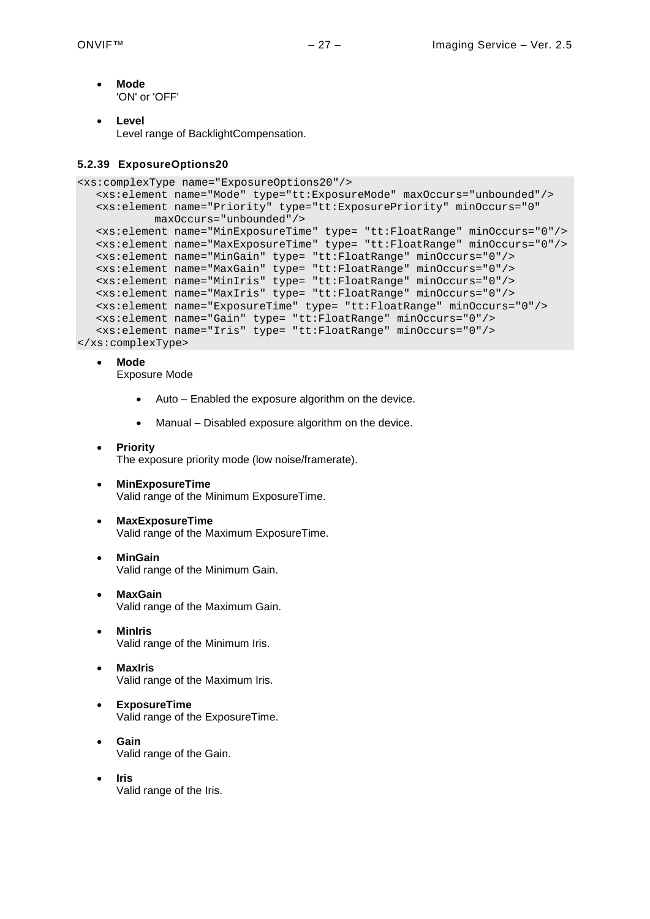- **Mode**
  'ON' or 'OFF'

- **Level**
  Level range of BacklightCompensation.

#### 5.2.39 ExposureOptions20

```
<xs:complexType name="ExposureOptions20"/>
   <xs:element name="Mode" type="tt:ExposureMode" maxOccurs="unbounded"/>
   <xs:element name="Priority" type="tt:ExposurePriority" minOccurs="0"
           maxOccurs="unbounded"/>
   <xs:element name="MinExposureTime" type= "tt:FloatRange" minOccurs="0"/>
   <xs:element name="MaxExposureTime" type= "tt:FloatRange" minOccurs="0"/>
   <xs:element name="MinGain" type= "tt:FloatRange" minOccurs="0"/>
   <xs:element name="MaxGain" type= "tt:FloatRange" minOccurs="0"/>
   <xs:element name="MinIris" type= "tt:FloatRange" minOccurs="0"/>
   <xs:element name="MaxIris" type= "tt:FloatRange" minOccurs="0"/>
   <xs:element name="ExposureTime" type= "tt:FloatRange" minOccurs="0"/>
   <xs:element name="Gain" type= "tt:FloatRange" minOccurs="0"/>
   <xs:element name="Iris" type= "tt:FloatRange" minOccurs="0"/>
</xs:complexType>
```

- **Mode**
  Exposure Mode

  - Auto – Enabled the exposure algorithm on the device.

  - Manual – Disabled exposure algorithm on the device.

- **Priority**
  The exposure priority mode (low noise/framerate).

- **MinExposureTime**
  Valid range of the Minimum ExposureTime.

- **MaxExposureTime**
  Valid range of the Maximum ExposureTime.

- **MinGain**
  Valid range of the Minimum Gain.

- **MaxGain**
  Valid range of the Maximum Gain.

- **MinIris**
  Valid range of the Minimum Iris.

- **MaxIris**
  Valid range of the Maximum Iris.

- **ExposureTime**
  Valid range of the ExposureTime.

- **Gain**
  Valid range of the Gain.

- **Iris**
  Valid range of the Iris.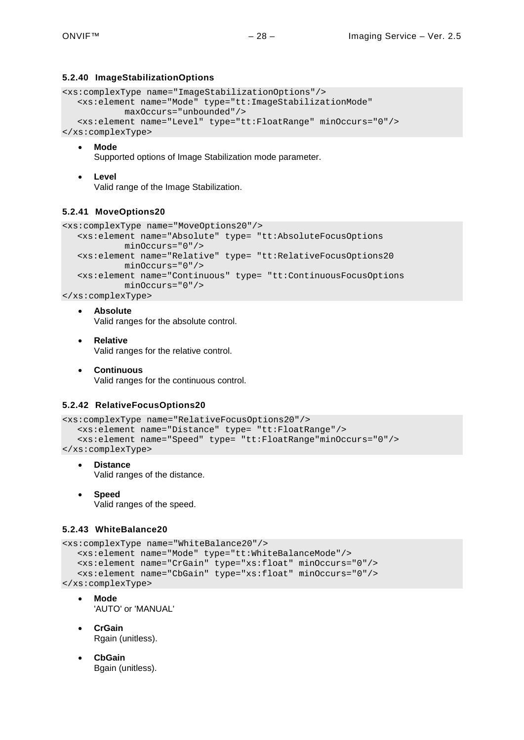### 5.2.40 ImageStabilizationOptions

```
<xs:complexType name="ImageStabilizationOptions"/>
   <xs:element name="Mode" type="tt:ImageStabilizationMode"
           maxOccurs="unbounded"/>
   <xs:element name="Level" type="tt:FloatRange" minOccurs="0"/>
</xs:complexType>
```

- **Mode**
  Supported options of Image Stabilization mode parameter.
- **Level**
  Valid range of the Image Stabilization.

### 5.2.41 MoveOptions20

```
<xs:complexType name="MoveOptions20"/>
   <xs:element name="Absolute" type= "tt:AbsoluteFocusOptions
           minOccurs="0"/>
   <xs:element name="Relative" type= "tt:RelativeFocusOptions20
           minOccurs="0"/>
   <xs:element name="Continuous" type= "tt:ContinuousFocusOptions
           minOccurs="0"/>
</xs:complexType>
```

- **Absolute**
  Valid ranges for the absolute control.
- **Relative**
  Valid ranges for the relative control.
- **Continuous**
  Valid ranges for the continuous control.

### 5.2.42 RelativeFocusOptions20

```
<xs:complexType name="RelativeFocusOptions20"/>
   <xs:element name="Distance" type= "tt:FloatRange"/>
   <xs:element name="Speed" type= "tt:FloatRange"minOccurs="0"/>
</xs:complexType>
```

- **Distance**
  Valid ranges of the distance.
- **Speed**
  Valid ranges of the speed.

### 5.2.43 WhiteBalance20

```
<xs:complexType name="WhiteBalance20"/>
   <xs:element name="Mode" type="tt:WhiteBalanceMode"/>
   <xs:element name="CrGain" type="xs:float" minOccurs="0"/>
   <xs:element name="CbGain" type="xs:float" minOccurs="0"/>
</xs:complexType>
```

- **Mode**
  'AUTO' or 'MANUAL'
- **CrGain**
  Rgain (unitless).
- **CbGain**
  Bgain (unitless).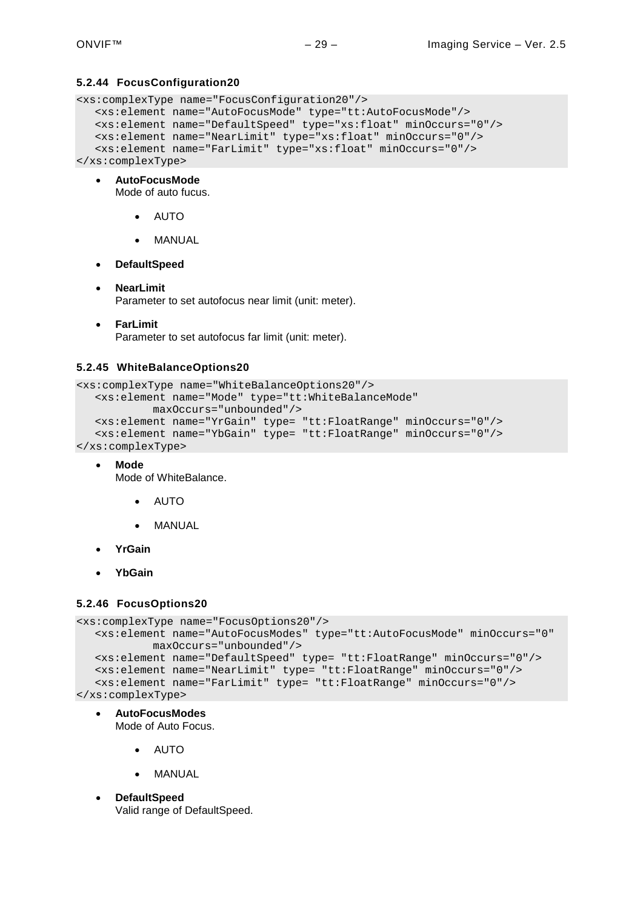### 5.2.44 FocusConfiguration20

```
<xs:complexType name="FocusConfiguration20"/>
   <xs:element name="AutoFocusMode" type="tt:AutoFocusMode"/>
   <xs:element name="DefaultSpeed" type="xs:float" minOccurs="0"/>
   <xs:element name="NearLimit" type="xs:float" minOccurs="0"/>
   <xs:element name="FarLimit" type="xs:float" minOccurs="0"/>
</xs:complexType>
```

- **AutoFocusMode**
  Mode of auto fucus.
  - AUTO
  - MANUAL
- **DefaultSpeed**
- **NearLimit**
  Parameter to set autofocus near limit (unit: meter).
- **FarLimit**
  Parameter to set autofocus far limit (unit: meter).

### 5.2.45 WhiteBalanceOptions20

```
<xs:complexType name="WhiteBalanceOptions20"/>
   <xs:element name="Mode" type="tt:WhiteBalanceMode"
         maxOccurs="unbounded"/>
   <xs:element name="YrGain" type= "tt:FloatRange" minOccurs="0"/>
   <xs:element name="YbGain" type= "tt:FloatRange" minOccurs="0"/>
</xs:complexType>
```

- **Mode**
  Mode of WhiteBalance.
  - AUTO
  - MANUAL
- **YrGain**
- **YbGain**

### 5.2.46 FocusOptions20

```
<xs:complexType name="FocusOptions20"/>
   <xs:element name="AutoFocusModes" type="tt:AutoFocusMode" minOccurs="0"
         maxOccurs="unbounded"/>
   <xs:element name="DefaultSpeed" type= "tt:FloatRange" minOccurs="0"/>
   <xs:element name="NearLimit" type= "tt:FloatRange" minOccurs="0"/>
   <xs:element name="FarLimit" type= "tt:FloatRange" minOccurs="0"/>
</xs:complexType>
```

- **AutoFocusModes**
  Mode of Auto Focus.
  - AUTO
  - MANUAL
- **DefaultSpeed**
  Valid range of DefaultSpeed.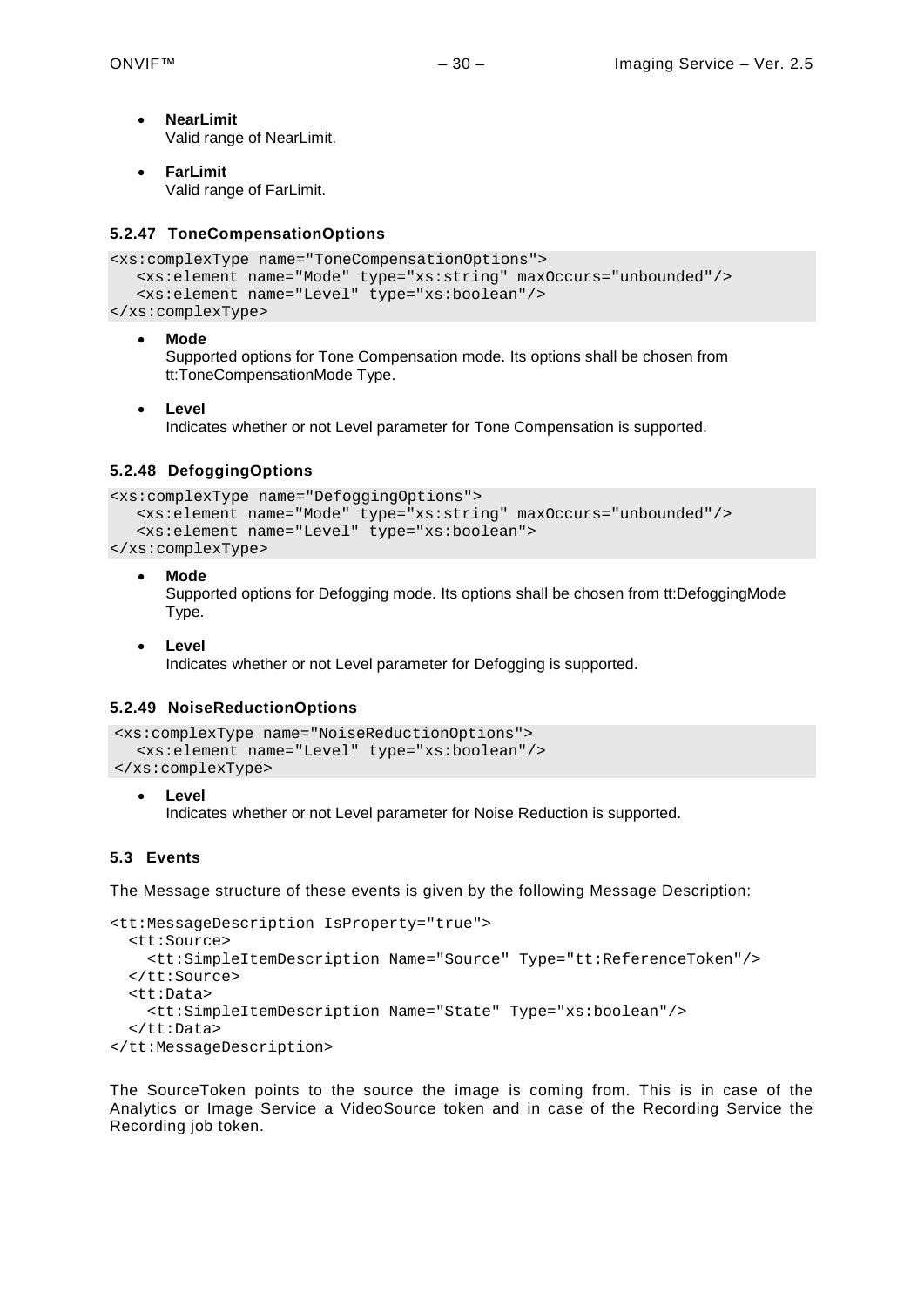- **NearLimit**
  Valid range of NearLimit.

- **FarLimit**
  Valid range of FarLimit.

#### 5.2.47 ToneCompensationOptions

```
<xs:complexType name="ToneCompensationOptions">
   <xs:element name="Mode" type="xs:string" maxOccurs="unbounded"/>
   <xs:element name="Level" type="xs:boolean"/>
</xs:complexType>
```

- **Mode**
  Supported options for Tone Compensation mode. Its options shall be chosen from tt:ToneCompensationMode Type.

- **Level**
  Indicates whether or not Level parameter for Tone Compensation is supported.

#### 5.2.48 DefoggingOptions

```
<xs:complexType name="DefoggingOptions">
   <xs:element name="Mode" type="xs:string" maxOccurs="unbounded"/>
   <xs:element name="Level" type="xs:boolean">
</xs:complexType>
```

- **Mode**
  Supported options for Defogging mode. Its options shall be chosen from tt:DefoggingMode Type.

- **Level**
  Indicates whether or not Level parameter for Defogging is supported.

#### 5.2.49 NoiseReductionOptions

```
<xs:complexType name="NoiseReductionOptions">
   <xs:element name="Level" type="xs:boolean"/>
</xs:complexType>
```

- **Level**
  Indicates whether or not Level parameter for Noise Reduction is supported.

### 5.3 Events

The Message structure of these events is given by the following Message Description:

```
<tt:MessageDescription IsProperty="true">
  <tt:Source>
    <tt:SimpleItemDescription Name="Source" Type="tt:ReferenceToken"/>
  </tt:Source>
  <tt:Data>
    <tt:SimpleItemDescription Name="State" Type="xs:boolean"/>
  </tt:Data>
</tt:MessageDescription>
```

The SourceToken points to the source the image is coming from. This is in case of the Analytics or Image Service a VideoSource token and in case of the Recording Service the Recording job token.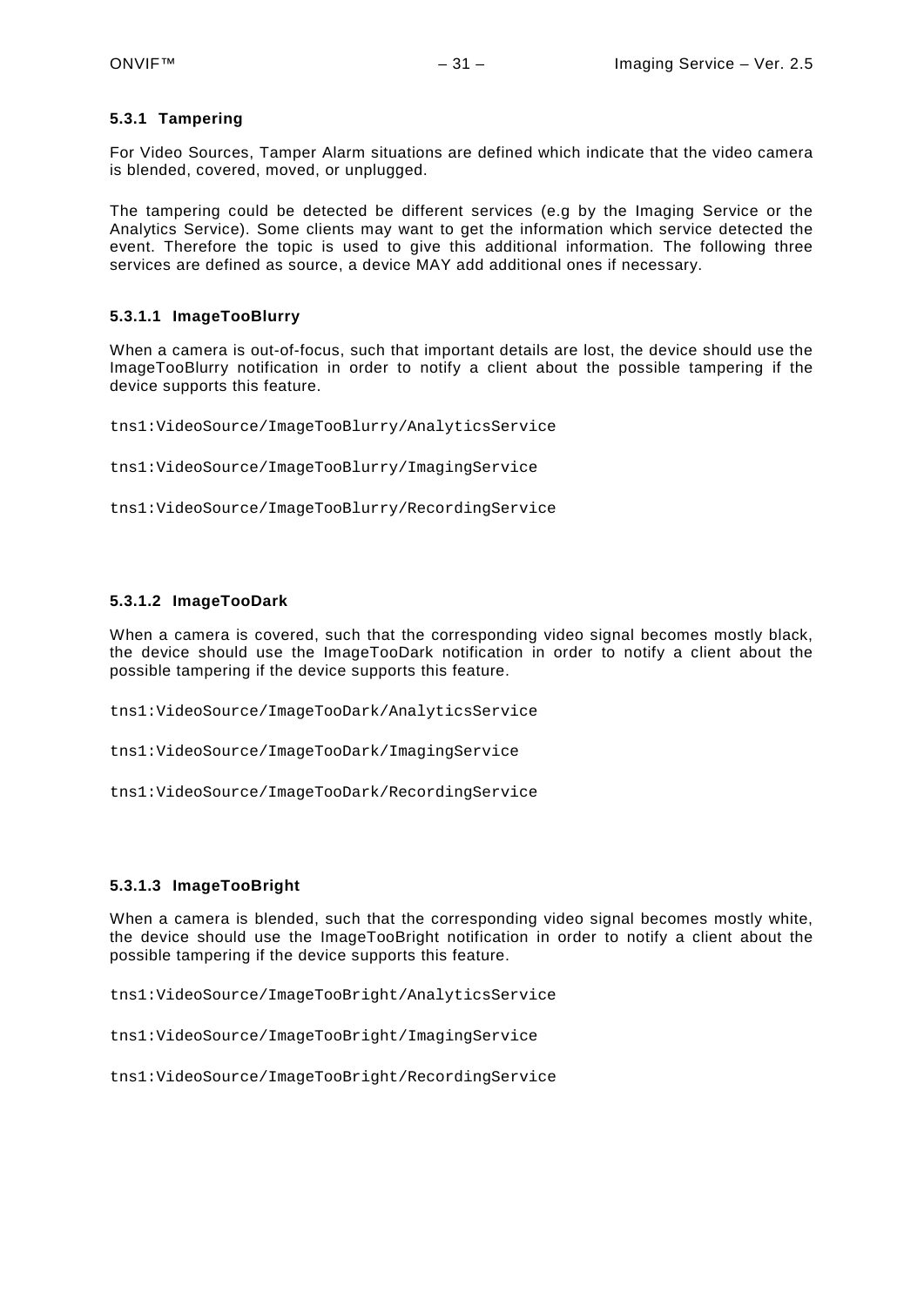### 5.3.1 Tampering

For Video Sources, Tamper Alarm situations are defined which indicate that the video camera is blended, covered, moved, or unplugged.

The tampering could be detected be different services (e.g by the Imaging Service or the Analytics Service). Some clients may want to get the information which service detected the event. Therefore the topic is used to give this additional information. The following three services are defined as source, a device MAY add additional ones if necessary.

#### 5.3.1.1 ImageTooBlurry

When a camera is out-of-focus, such that important details are lost, the device should use the ImageTooBlurry notification in order to notify a client about the possible tampering if the device supports this feature.

```
tns1:VideoSource/ImageTooBlurry/AnalyticsService

tns1:VideoSource/ImageTooBlurry/ImagingService

tns1:VideoSource/ImageTooBlurry/RecordingService
```

#### 5.3.1.2 ImageTooDark

When a camera is covered, such that the corresponding video signal becomes mostly black, the device should use the ImageTooDark notification in order to notify a client about the possible tampering if the device supports this feature.

```
tns1:VideoSource/ImageTooDark/AnalyticsService

tns1:VideoSource/ImageTooDark/ImagingService

tns1:VideoSource/ImageTooDark/RecordingService
```

#### 5.3.1.3 ImageTooBright

When a camera is blended, such that the corresponding video signal becomes mostly white, the device should use the ImageTooBright notification in order to notify a client about the possible tampering if the device supports this feature.

```
tns1:VideoSource/ImageTooBright/AnalyticsService

tns1:VideoSource/ImageTooBright/ImagingService

tns1:VideoSource/ImageTooBright/RecordingService
```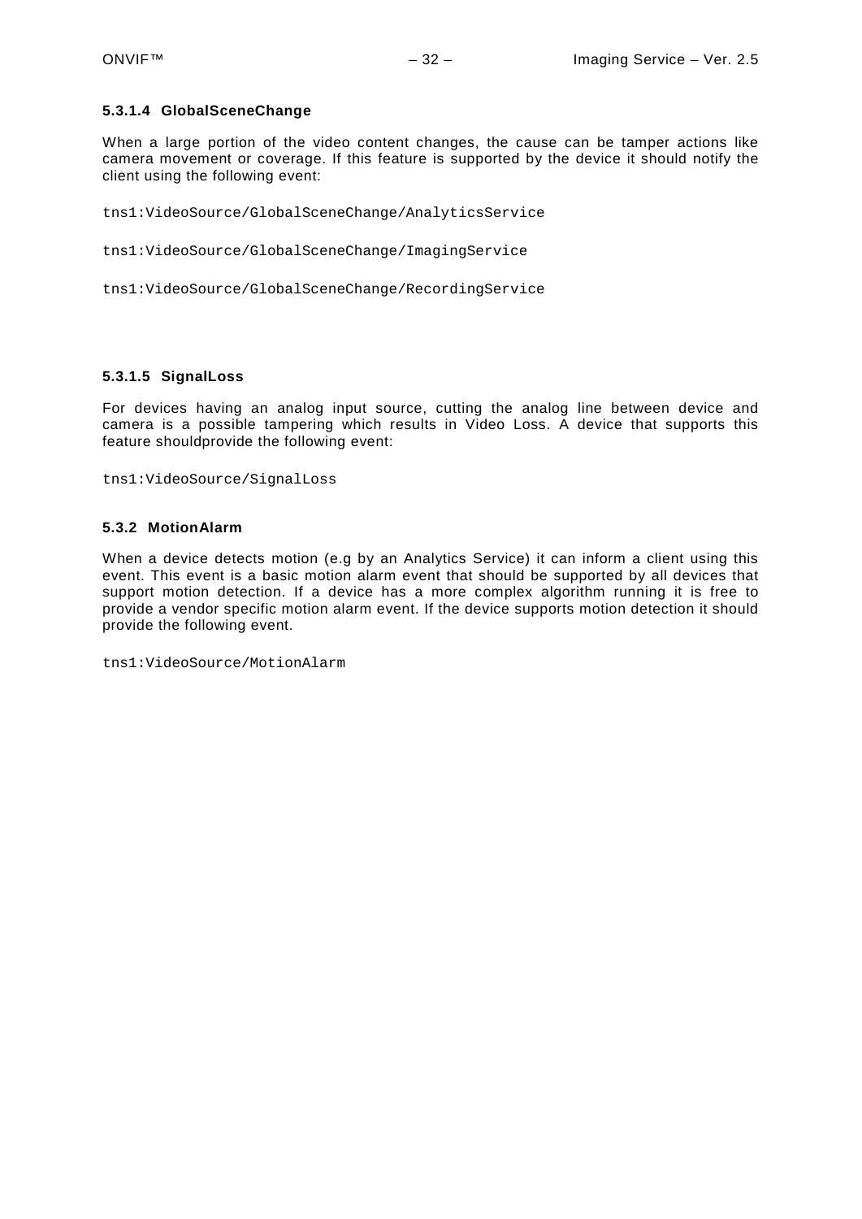#### 5.3.1.4 GlobalSceneChange

When a large portion of the video content changes, the cause can be tamper actions like camera movement or coverage. If this feature is supported by the device it should notify the client using the following event:

```
tns1:VideoSource/GlobalSceneChange/AnalyticsService
```

```
tns1:VideoSource/GlobalSceneChange/ImagingService
```

```
tns1:VideoSource/GlobalSceneChange/RecordingService
```

#### 5.3.1.5 SignalLoss

For devices having an analog input source, cutting the analog line between device and camera is a possible tampering which results in Video Loss. A device that supports this feature shouldprovide the following event:

```
tns1:VideoSource/SignalLoss
```

### 5.3.2 MotionAlarm

When a device detects motion (e.g by an Analytics Service) it can inform a client using this event. This event is a basic motion alarm event that should be supported by all devices that support motion detection. If a device has a more complex algorithm running it is free to provide a vendor specific motion alarm event. If the device supports motion detection it should provide the following event.

```
tns1:VideoSource/MotionAlarm
```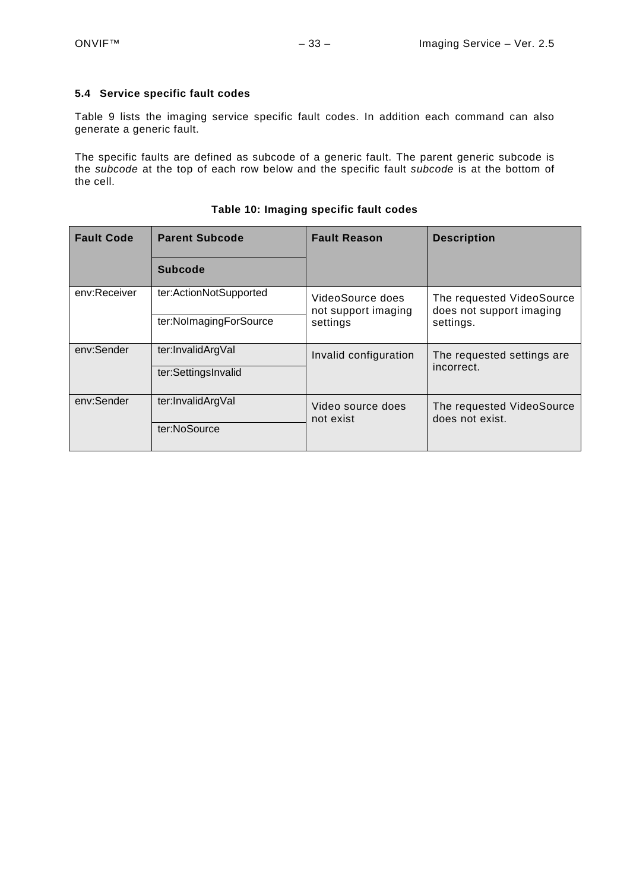### 5.4 Service specific fault codes

Table 9 lists the imaging service specific fault codes. In addition each command can also generate a generic fault.

The specific faults are defined as subcode of a generic fault. The parent generic subcode is the *subcode* at the top of each row below and the specific fault *subcode* is at the bottom of the cell.

**Table 10: Imaging specific fault codes**

| Fault Code | Parent Subcode | Fault Reason | Description |
|---|---|---|---|
| | **Subcode** | | |
| env:Receiver | ter:ActionNotSupported | VideoSource does not support imaging settings | The requested VideoSource does not support imaging settings. |
| | ter:NoImagingForSource | | |
| env:Sender | ter:InvalidArgVal | Invalid configuration | The requested settings are incorrect. |
| | ter:SettingsInvalid | | |
| env:Sender | ter:InvalidArgVal | Video source does not exist | The requested VideoSource does not exist. |
| | ter:NoSource | | |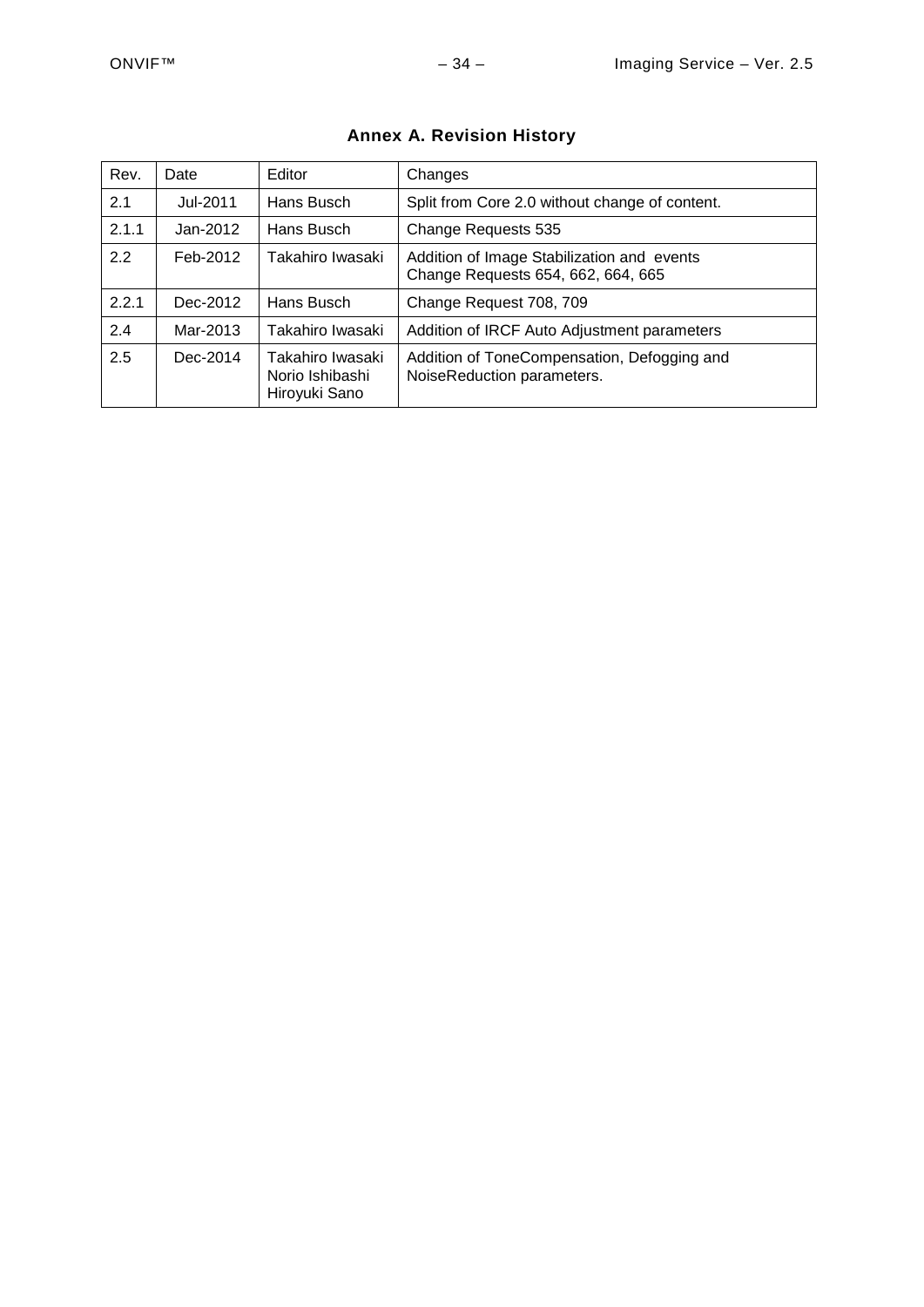# Annex A. Revision History

| Rev. | Date | Editor | Changes |
|---|---|---|---|
| 2.1 | Jul-2011 | Hans Busch | Split from Core 2.0 without change of content. |
| 2.1.1 | Jan-2012 | Hans Busch | Change Requests 535 |
| 2.2 | Feb-2012 | Takahiro Iwasaki | Addition of Image Stabilization and events<br>Change Requests 654, 662, 664, 665 |
| 2.2.1 | Dec-2012 | Hans Busch | Change Request 708, 709 |
| 2.4 | Mar-2013 | Takahiro Iwasaki | Addition of IRCF Auto Adjustment parameters |
| 2.5 | Dec-2014 | Takahiro Iwasaki<br>Norio Ishibashi<br>Hiroyuki Sano | Addition of ToneCompensation, Defogging and NoiseReduction parameters. |